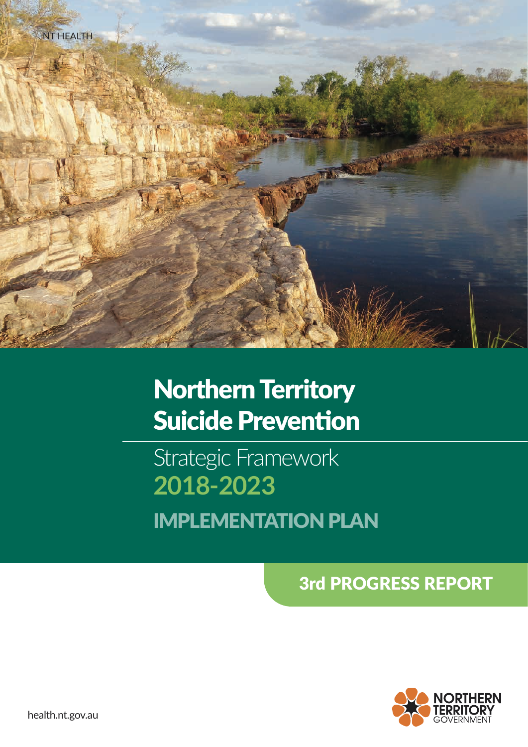NT HEALTH

# Northern Territory Suicide Prevention

## Strategic Framework 2018-2023

## IMPLEMENTATION PLAN

### 3rd PROGRESS REPORT

health.nt.gov.au

NORTHERN TERRITORY GOVERNMENT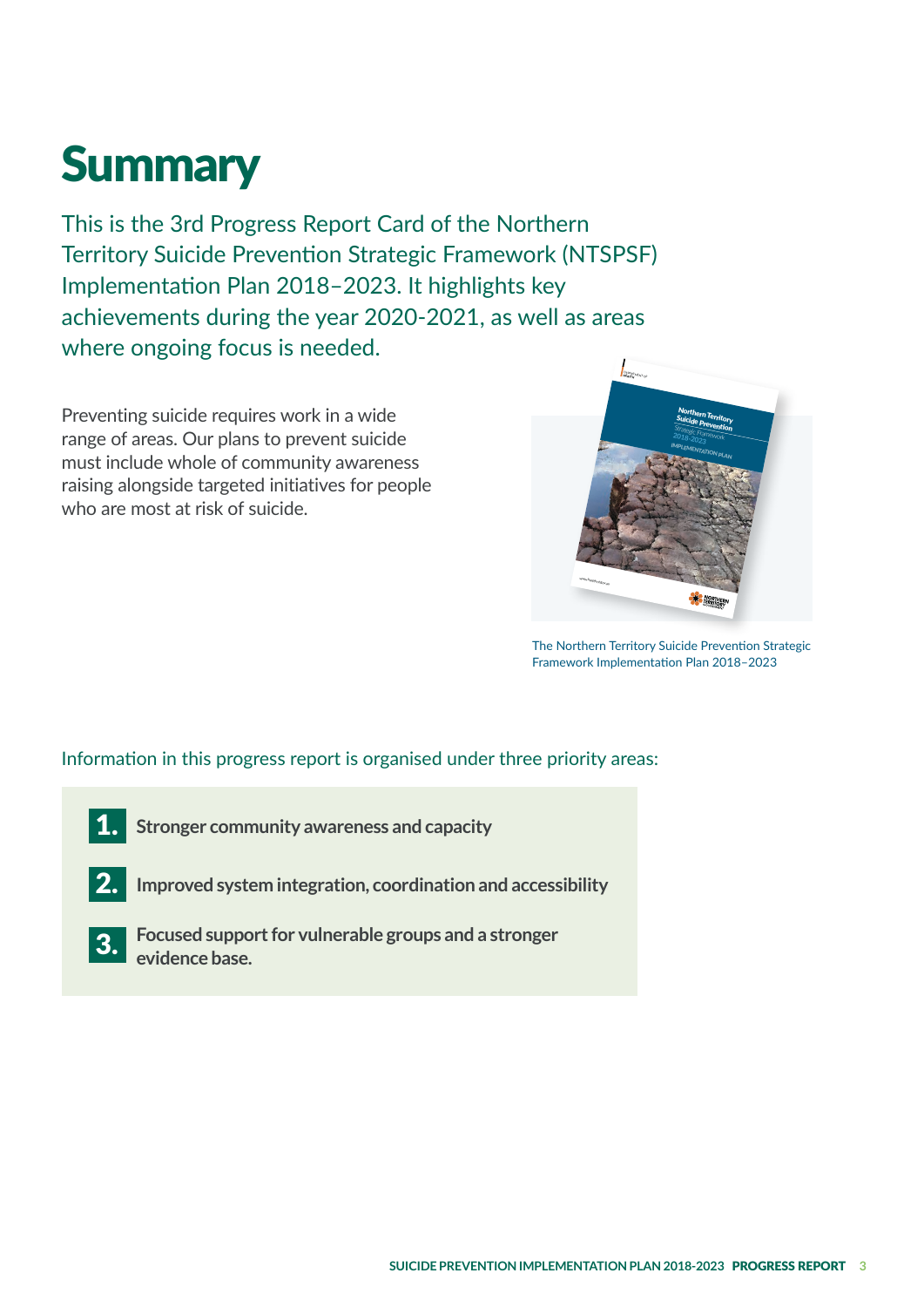# Summary

This is the 3rd Progress Report Card of the Northern Territory Suicide Prevention Strategic Framework (NTSPSF) Implementation Plan 2018–2023. It highlights key achievements during the year 2020-2021, as well as areas where ongoing focus is needed.

Preventing suicide requires work in a wide range of areas. Our plans to prevent suicide must include whole of community awareness raising alongside targeted initiatives for people who are most at risk of suicide.

The Northern Territory Suicide Prevention Strategic Framework Implementation Plan 2018–2023

Information in this progress report is organised under three priority areas:

1. **Stronger community awareness and capacity**
2. **Improved system integration, coordination and accessibility**
3. **Focused support for vulnerable groups and a stronger evidence base.**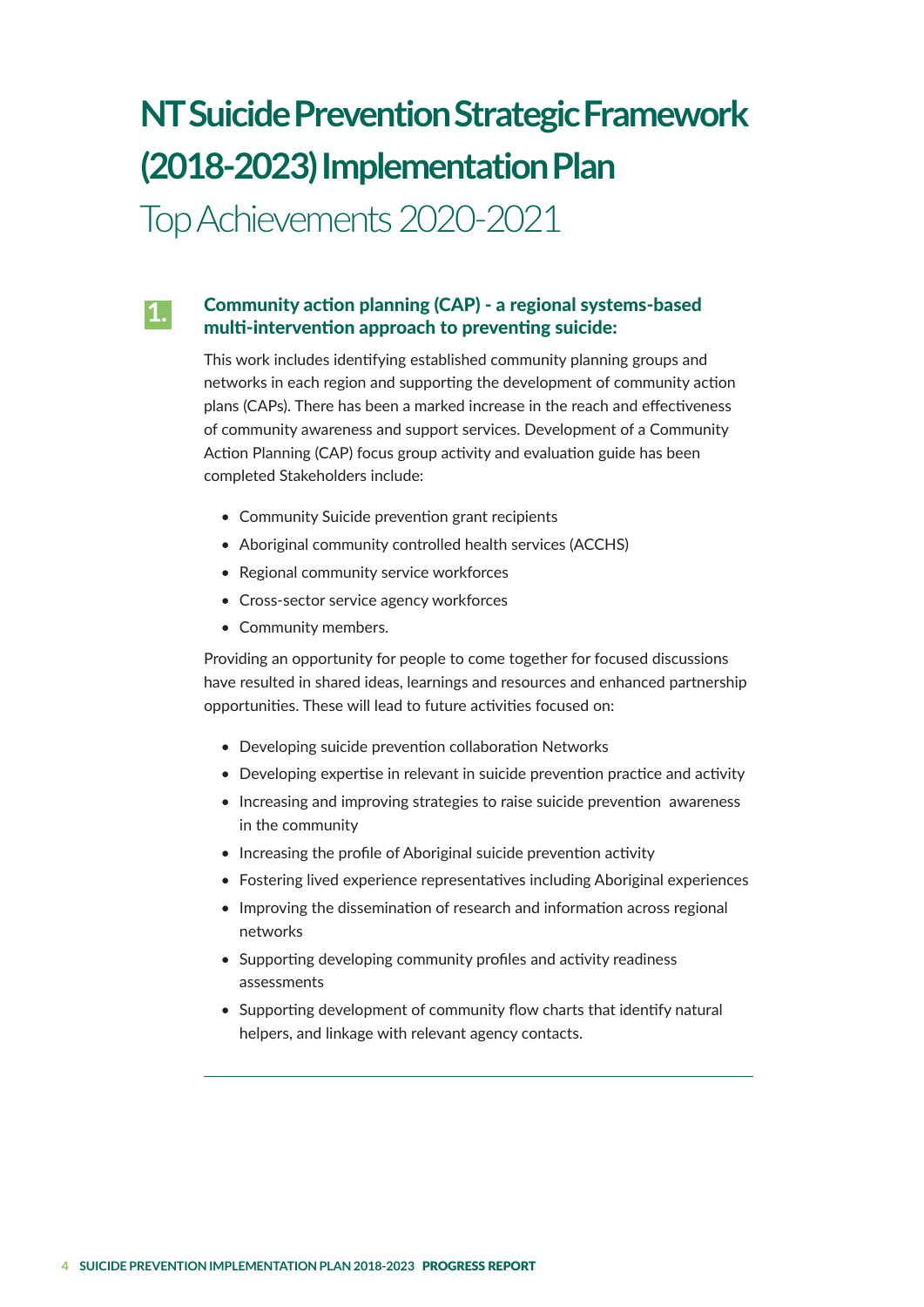# NT Suicide Prevention Strategic Framework (2018-2023) Implementation Plan

## Top Achievements 2020-2021

### 1. Community action planning (CAP) - a regional systems-based multi-intervention approach to preventing suicide:

This work includes identifying established community planning groups and networks in each region and supporting the development of community action plans (CAPs). There has been a marked increase in the reach and effectiveness of community awareness and support services. Development of a Community Action Planning (CAP) focus group activity and evaluation guide has been completed Stakeholders include:

- Community Suicide prevention grant recipients
- Aboriginal community controlled health services (ACCHS)
- Regional community service workforces
- Cross-sector service agency workforces
- Community members.

Providing an opportunity for people to come together for focused discussions have resulted in shared ideas, learnings and resources and enhanced partnership opportunities. These will lead to future activities focused on:

- Developing suicide prevention collaboration Networks
- Developing expertise in relevant in suicide prevention practice and activity
- Increasing and improving strategies to raise suicide prevention awareness in the community
- Increasing the profile of Aboriginal suicide prevention activity
- Fostering lived experience representatives including Aboriginal experiences
- Improving the dissemination of research and information across regional networks
- Supporting developing community profiles and activity readiness assessments
- Supporting development of community flow charts that identify natural helpers, and linkage with relevant agency contacts.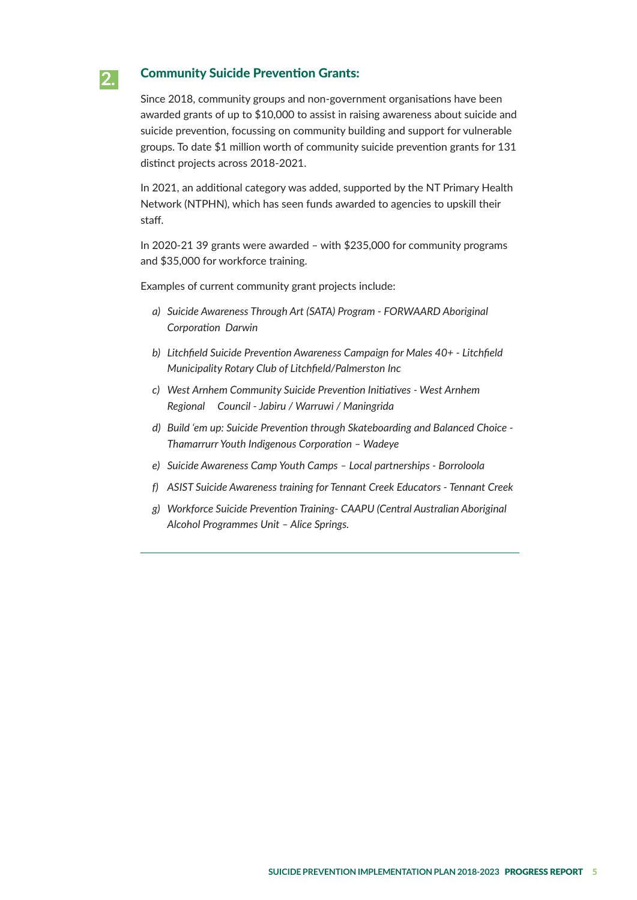## 2. Community Suicide Prevention Grants:

Since 2018, community groups and non-government organisations have been awarded grants of up to $10,000 to assist in raising awareness about suicide and suicide prevention, focussing on community building and support for vulnerable groups. To date $1 million worth of community suicide prevention grants for 131 distinct projects across 2018-2021.

In 2021, an additional category was added, supported by the NT Primary Health Network (NTPHN), which has seen funds awarded to agencies to upskill their staff.

In 2020-21 39 grants were awarded – with $235,000 for community programs and $35,000 for workforce training.

Examples of current community grant projects include:

a) *Suicide Awareness Through Art (SATA) Program - FORWAARD Aboriginal Corporation Darwin*

b) *Litchfield Suicide Prevention Awareness Campaign for Males 40+ - Litchfield Municipality Rotary Club of Litchfield/Palmerston Inc*

c) *West Arnhem Community Suicide Prevention Initiatives - West Arnhem Regional Council - Jabiru / Warruwi / Maningrida*

d) *Build 'em up: Suicide Prevention through Skateboarding and Balanced Choice - Thamarrurr Youth Indigenous Corporation – Wadeye*

e) *Suicide Awareness Camp Youth Camps – Local partnerships - Borroloola*

f) *ASIST Suicide Awareness training for Tennant Creek Educators - Tennant Creek*

g) *Workforce Suicide Prevention Training- CAAPU (Central Australian Aboriginal Alcohol Programmes Unit – Alice Springs.*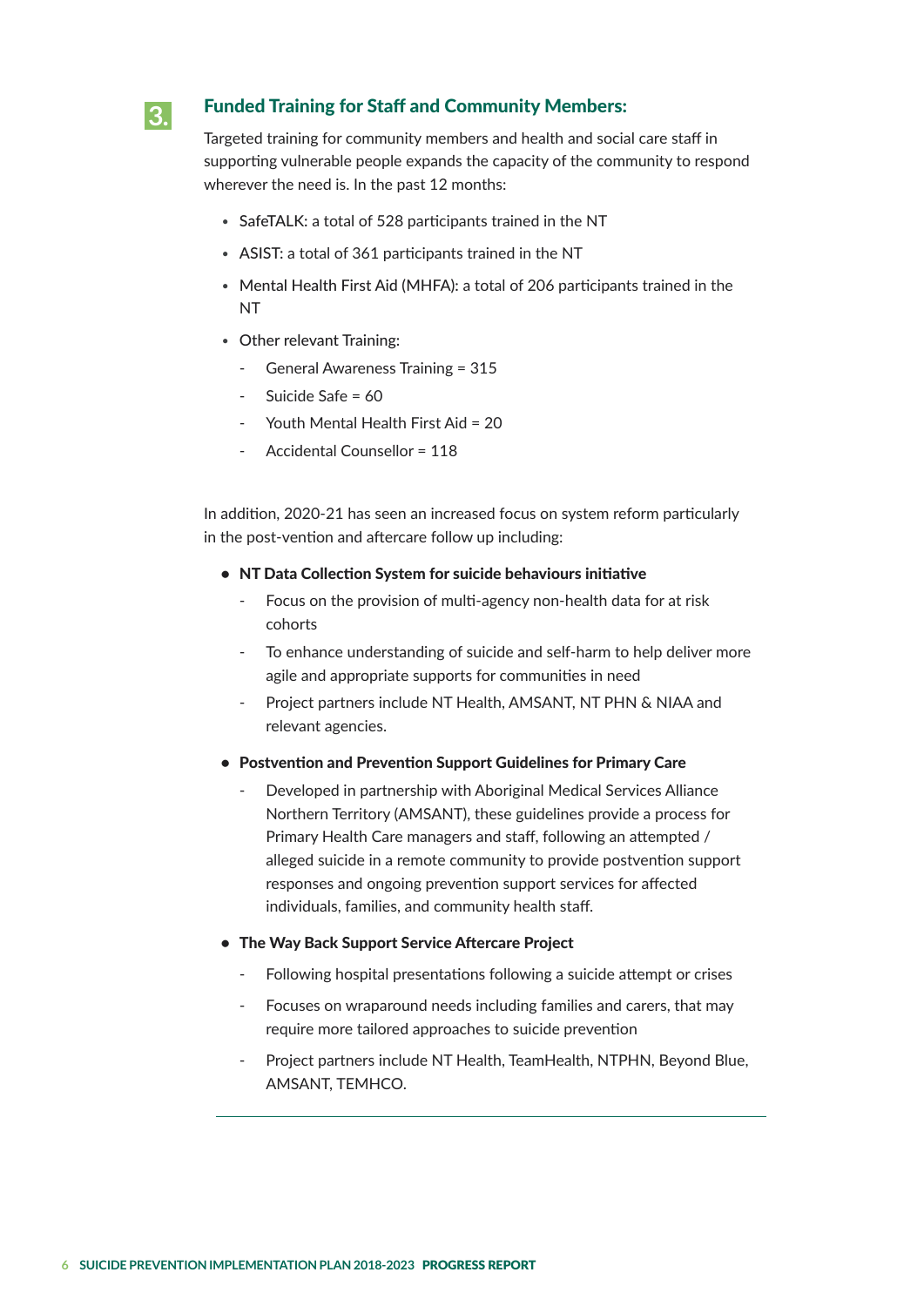## 3. Funded Training for Staff and Community Members:

Targeted training for community members and health and social care staff in supporting vulnerable people expands the capacity of the community to respond wherever the need is. In the past 12 months:

- SafeTALK: a total of 528 participants trained in the NT
- ASIST: a total of 361 participants trained in the NT
- Mental Health First Aid (MHFA): a total of 206 participants trained in the NT
- Other relevant Training:
  - General Awareness Training = 315
  - Suicide Safe = 60
  - Youth Mental Health First Aid = 20
  - Accidental Counsellor = 118

In addition, 2020-21 has seen an increased focus on system reform particularly in the post-vention and aftercare follow up including:

- **NT Data Collection System for suicide behaviours initiative**
  - Focus on the provision of multi-agency non-health data for at risk cohorts
  - To enhance understanding of suicide and self-harm to help deliver more agile and appropriate supports for communities in need
  - Project partners include NT Health, AMSANT, NT PHN & NIAA and relevant agencies.
- **Postvention and Prevention Support Guidelines for Primary Care**
  - Developed in partnership with Aboriginal Medical Services Alliance Northern Territory (AMSANT), these guidelines provide a process for Primary Health Care managers and staff, following an attempted / alleged suicide in a remote community to provide postvention support responses and ongoing prevention support services for affected individuals, families, and community health staff.
- **The Way Back Support Service Aftercare Project**
  - Following hospital presentations following a suicide attempt or crises
  - Focuses on wraparound needs including families and carers, that may require more tailored approaches to suicide prevention
  - Project partners include NT Health, TeamHealth, NTPHN, Beyond Blue, AMSANT, TEMHCO.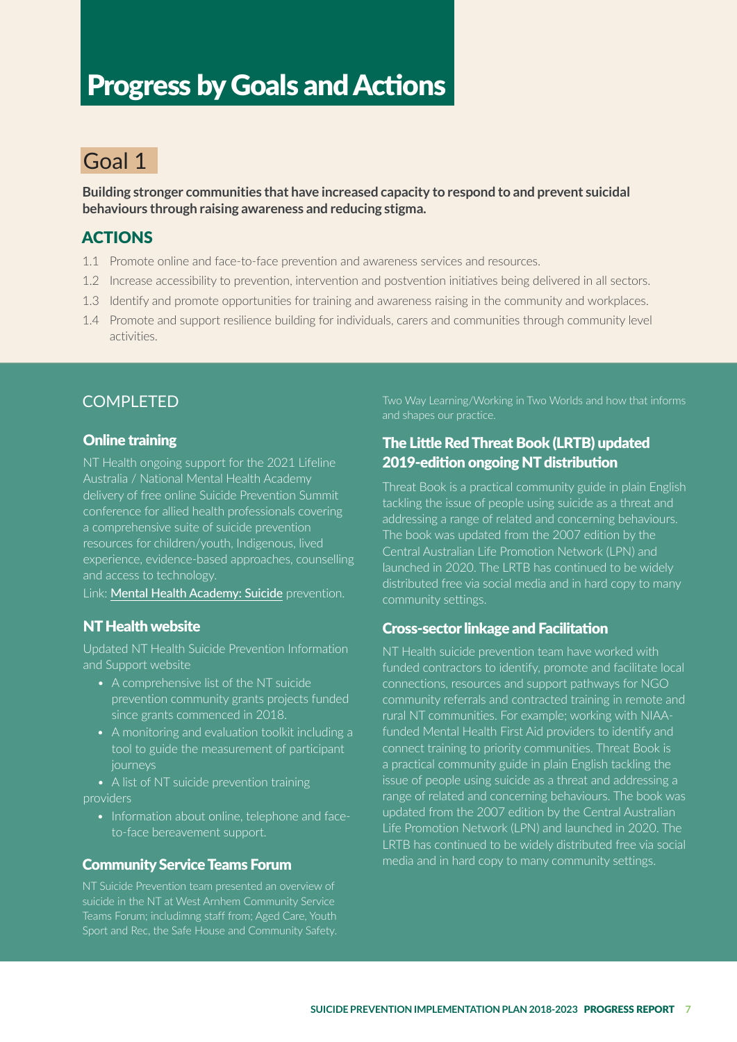# Progress by Goals and Actions

## Goal 1

**Building stronger communities that have increased capacity to respond to and prevent suicidal behaviours through raising awareness and reducing stigma.**

### ACTIONS

1.1 Promote online and face-to-face prevention and awareness services and resources.

1.2 Increase accessibility to prevention, intervention and postvention initiatives being delivered in all sectors.

1.3 Identify and promote opportunities for training and awareness raising in the community and workplaces.

1.4 Promote and support resilience building for individuals, carers and communities through community level activities.

### COMPLETED

#### Online training

NT Health ongoing support for the 2021 Lifeline Australia / National Mental Health Academy delivery of free online Suicide Prevention Summit conference for allied health professionals covering a comprehensive suite of suicide prevention resources for children/youth, Indigenous, lived experience, evidence-based approaches, counselling and access to technology.

Link: Mental Health Academy: Suicide prevention.

#### NT Health website

Updated NT Health Suicide Prevention Information and Support website

- A comprehensive list of the NT suicide prevention community grants projects funded since grants commenced in 2018.
- A monitoring and evaluation toolkit including a tool to guide the measurement of participant journeys
- A list of NT suicide prevention training providers
- Information about online, telephone and face-to-face bereavement support.

#### Community Service Teams Forum

NT Suicide Prevention team presented an overview of suicide in the NT at West Arnhem Community Service Teams Forum; includimng staff from; Aged Care, Youth Sport and Rec, the Safe House and Community Safety. Two Way Learning/Working in Two Worlds and how that informs and shapes our practice.

#### The Little Red Threat Book (LRTB) updated 2019-edition ongoing NT distribution

Threat Book is a practical community guide in plain English tackling the issue of people using suicide as a threat and addressing a range of related and concerning behaviours. The book was updated from the 2007 edition by the Central Australian Life Promotion Network (LPN) and launched in 2020. The LRTB has continued to be widely distributed free via social media and in hard copy to many community settings.

#### Cross-sector linkage and Facilitation

NT Health suicide prevention team have worked with funded contractors to identify, promote and facilitate local connections, resources and support pathways for NGO community referrals and contracted training in remote and rural NT communities. For example; working with NIAA-funded Mental Health First Aid providers to identify and connect training to priority communities. Threat Book is a practical community guide in plain English tackling the issue of people using suicide as a threat and addressing a range of related and concerning behaviours. The book was updated from the 2007 edition by the Central Australian Life Promotion Network (LPN) and launched in 2020. The LRTB has continued to be widely distributed free via social media and in hard copy to many community settings.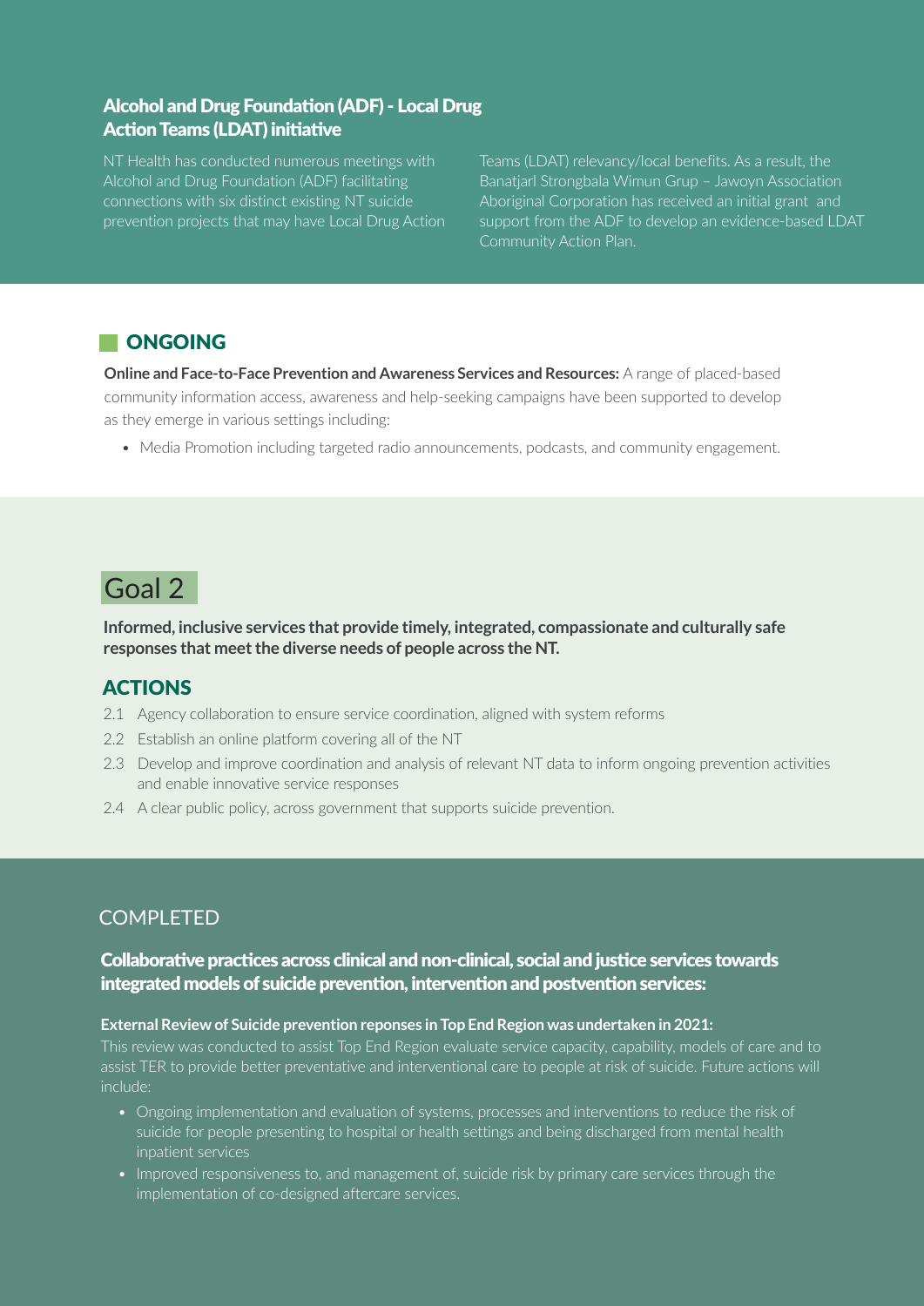### Alcohol and Drug Foundation (ADF) - Local Drug Action Teams (LDAT) initiative

NT Health has conducted numerous meetings with Alcohol and Drug Foundation (ADF) facilitating connections with six distinct existing NT suicide prevention projects that may have Local Drug Action Teams (LDAT) relevancy/local benefits. As a result, the Banatjarl Strongbala Wimun Grup – Jawoyn Association Aboriginal Corporation has received an initial grant and support from the ADF to develop an evidence-based LDAT Community Action Plan.

## ONGOING

**Online and Face-to-Face Prevention and Awareness Services and Resources:** A range of placed-based community information access, awareness and help-seeking campaigns have been supported to develop as they emerge in various settings including:

- Media Promotion including targeted radio announcements, podcasts, and community engagement.

# Goal 2

**Informed, inclusive services that provide timely, integrated, compassionate and culturally safe responses that meet the diverse needs of people across the NT.**

## ACTIONS

2.1 Agency collaboration to ensure service coordination, aligned with system reforms

2.2 Establish an online platform covering all of the NT

2.3 Develop and improve coordination and analysis of relevant NT data to inform ongoing prevention activities and enable innovative service responses

2.4 A clear public policy, across government that supports suicide prevention.

## COMPLETED

### Collaborative practices across clinical and non-clinical, social and justice services towards integrated models of suicide prevention, intervention and postvention services:

**External Review of Suicide prevention reponses in Top End Region was undertaken in 2021:**

This review was conducted to assist Top End Region evaluate service capacity, capability, models of care and to assist TER to provide better preventative and interventional care to people at risk of suicide. Future actions will include:

- Ongoing implementation and evaluation of systems, processes and interventions to reduce the risk of suicide for people presenting to hospital or health settings and being discharged from mental health inpatient services
- Improved responsiveness to, and management of, suicide risk by primary care services through the implementation of co-designed aftercare services.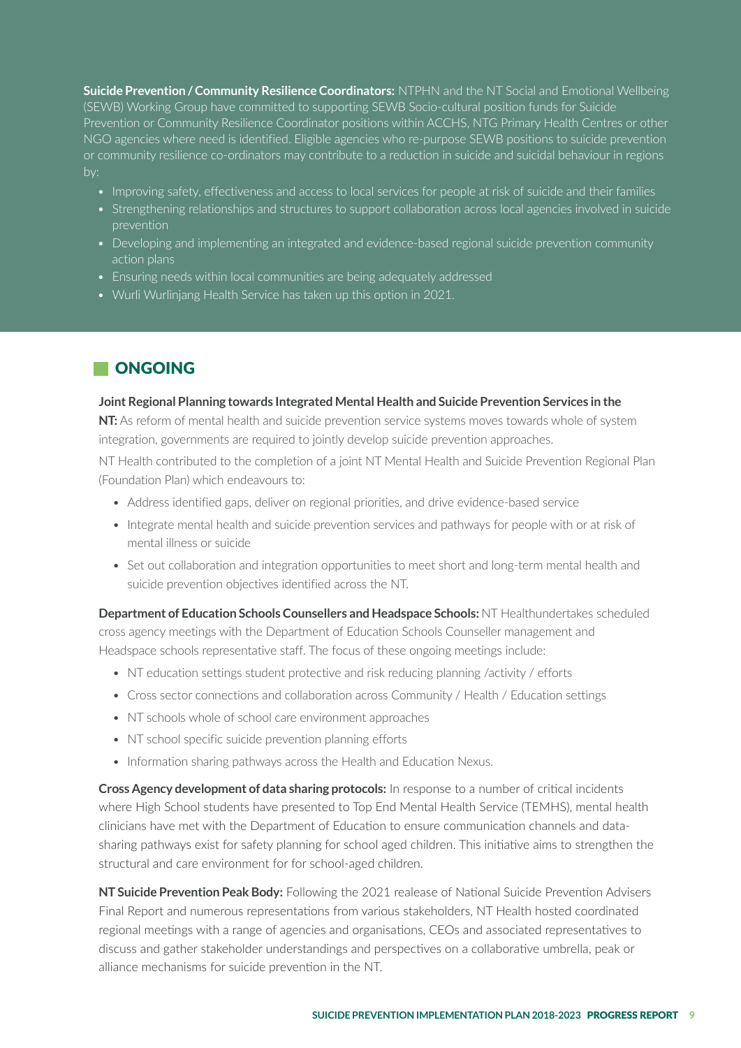**Suicide Prevention / Community Resilience Coordinators:** NTPHN and the NT Social and Emotional Wellbeing (SEWB) Working Group have committed to supporting SEWB Socio-cultural position funds for Suicide Prevention or Community Resilience Coordinator positions within ACCHS, NTG Primary Health Centres or other NGO agencies where need is identified. Eligible agencies who re-purpose SEWB positions to suicide prevention or community resilience co-ordinators may contribute to a reduction in suicide and suicidal behaviour in regions by:

- Improving safety, effectiveness and access to local services for people at risk of suicide and their families
- Strengthening relationships and structures to support collaboration across local agencies involved in suicide prevention
- Developing and implementing an integrated and evidence-based regional suicide prevention community action plans
- Ensuring needs within local communities are being adequately addressed
- Wurli Wurlinjang Health Service has taken up this option in 2021.

## ONGOING

**Joint Regional Planning towards Integrated Mental Health and Suicide Prevention Services in the NT:** As reform of mental health and suicide prevention service systems moves towards whole of system integration, governments are required to jointly develop suicide prevention approaches.

NT Health contributed to the completion of a joint NT Mental Health and Suicide Prevention Regional Plan (Foundation Plan) which endeavours to:

- Address identified gaps, deliver on regional priorities, and drive evidence-based service
- Integrate mental health and suicide prevention services and pathways for people with or at risk of mental illness or suicide
- Set out collaboration and integration opportunities to meet short and long-term mental health and suicide prevention objectives identified across the NT.

**Department of Education Schools Counsellers and Headspace Schools:** NT Healthundertakes scheduled cross agency meetings with the Department of Education Schools Counseller management and Headspace schools representative staff. The focus of these ongoing meetings include:

- NT education settings student protective and risk reducing planning /activity / efforts
- Cross sector connections and collaboration across Community / Health / Education settings
- NT schools whole of school care environment approaches
- NT school specific suicide prevention planning efforts
- Information sharing pathways across the Health and Education Nexus.

**Cross Agency development of data sharing protocols:** In response to a number of critical incidents where High School students have presented to Top End Mental Health Service (TEMHS), mental health clinicians have met with the Department of Education to ensure communication channels and data-sharing pathways exist for safety planning for school aged children. This initiative aims to strengthen the structural and care environment for for school-aged children.

**NT Suicide Prevention Peak Body:** Following the 2021 realease of National Suicide Prevention Advisers Final Report and numerous representations from various stakeholders, NT Health hosted coordinated regional meetings with a range of agencies and organisations, CEOs and associated representatives to discuss and gather stakeholder understandings and perspectives on a collaborative umbrella, peak or alliance mechanisms for suicide prevention in the NT.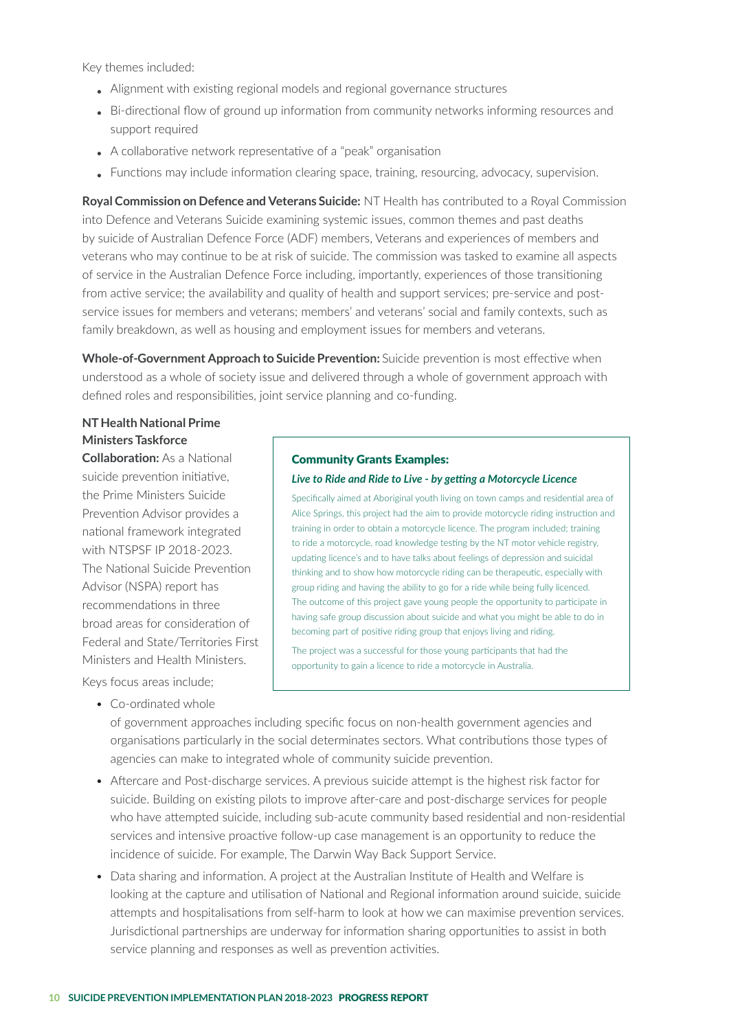Key themes included:

- Alignment with existing regional models and regional governance structures
- Bi-directional flow of ground up information from community networks informing resources and support required
- A collaborative network representative of a "peak" organisation
- Functions may include information clearing space, training, resourcing, advocacy, supervision.

**Royal Commission on Defence and Veterans Suicide:** NT Health has contributed to a Royal Commission into Defence and Veterans Suicide examining systemic issues, common themes and past deaths by suicide of Australian Defence Force (ADF) members, Veterans and experiences of members and veterans who may continue to be at risk of suicide. The commission was tasked to examine all aspects of service in the Australian Defence Force including, importantly, experiences of those transitioning from active service; the availability and quality of health and support services; pre-service and post-service issues for members and veterans; members' and veterans' social and family contexts, such as family breakdown, as well as housing and employment issues for members and veterans.

**Whole-of-Government Approach to Suicide Prevention:** Suicide prevention is most effective when understood as a whole of society issue and delivered through a whole of government approach with defined roles and responsibilities, joint service planning and co-funding.

**NT Health National Prime Ministers Taskforce Collaboration:** As a National suicide prevention initiative, the Prime Ministers Suicide Prevention Advisor provides a national framework integrated with NTSPSF IP 2018-2023. The National Suicide Prevention Advisor (NSPA) report has recommendations in three broad areas for consideration of Federal and State/Territories First Ministers and Health Ministers.

Keys focus areas include;

- Co-ordinated whole of government approaches including specific focus on non-health government agencies and organisations particularly in the social determinates sectors. What contributions those types of agencies can make to integrated whole of community suicide prevention.
- Aftercare and Post-discharge services. A previous suicide attempt is the highest risk factor for suicide. Building on existing pilots to improve after-care and post-discharge services for people who have attempted suicide, including sub-acute community based residential and non-residential services and intensive proactive follow-up case management is an opportunity to reduce the incidence of suicide. For example, The Darwin Way Back Support Service.
- Data sharing and information. A project at the Australian Institute of Health and Welfare is looking at the capture and utilisation of National and Regional information around suicide, suicide attempts and hospitalisations from self-harm to look at how we can maximise prevention services. Jurisdictional partnerships are underway for information sharing opportunities to assist in both service planning and responses as well as prevention activities.

### Community Grants Examples:

***Live to Ride and Ride to Live - by getting a Motorcycle Licence***

Specifically aimed at Aboriginal youth living on town camps and residential area of Alice Springs, this project had the aim to provide motorcycle riding instruction and training in order to obtain a motorcycle licence. The program included; training to ride a motorcycle, road knowledge testing by the NT motor vehicle registry, updating licence's and to have talks about feelings of depression and suicidal thinking and to show how motorcycle riding can be therapeutic, especially with group riding and having the ability to go for a ride while being fully licenced. The outcome of this project gave young people the opportunity to participate in having safe group discussion about suicide and what you might be able to do in becoming part of positive riding group that enjoys living and riding.

The project was a successful for those young participants that had the opportunity to gain a licence to ride a motorcycle in Australia.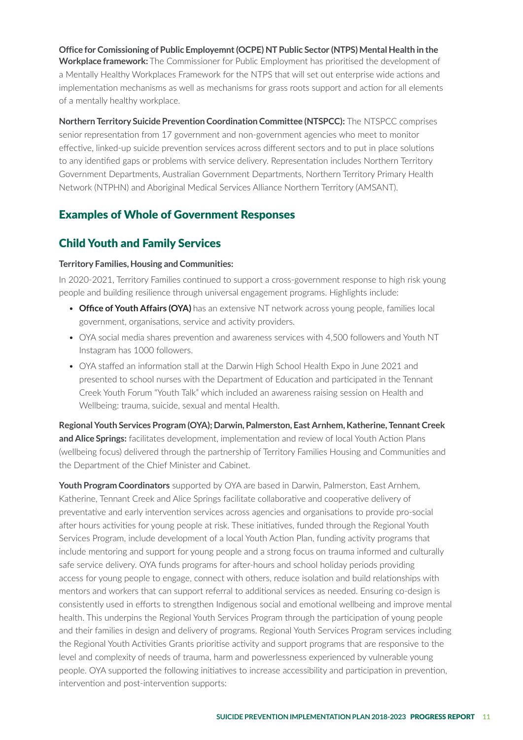**Office for Comissioning of Public Employemnt (OCPE) NT Public Sector (NTPS) Mental Health in the Workplace framework:** The Commissioner for Public Employment has prioritised the development of a Mentally Healthy Workplaces Framework for the NTPS that will set out enterprise wide actions and implementation mechanisms as well as mechanisms for grass roots support and action for all elements of a mentally healthy workplace.

**Northern Territory Suicide Prevention Coordination Committee (NTSPCC):** The NTSPCC comprises senior representation from 17 government and non-government agencies who meet to monitor effective, linked-up suicide prevention services across different sectors and to put in place solutions to any identified gaps or problems with service delivery. Representation includes Northern Territory Government Departments, Australian Government Departments, Northern Territory Primary Health Network (NTPHN) and Aboriginal Medical Services Alliance Northern Territory (AMSANT).

## Examples of Whole of Government Responses

## Child Youth and Family Services

**Territory Families, Housing and Communities:**

In 2020-2021, Territory Families continued to support a cross-government response to high risk young people and building resilience through universal engagement programs. Highlights include:

- **Office of Youth Affairs (OYA)** has an extensive NT network across young people, families local government, organisations, service and activity providers.
- OYA social media shares prevention and awareness services with 4,500 followers and Youth NT Instagram has 1000 followers.
- OYA staffed an information stall at the Darwin High School Health Expo in June 2021 and presented to school nurses with the Department of Education and participated in the Tennant Creek Youth Forum "Youth Talk" which included an awareness raising session on Health and Wellbeing: trauma, suicide, sexual and mental Health.

**Regional Youth Services Program (OYA); Darwin, Palmerston, East Arnhem, Katherine, Tennant Creek and Alice Springs:** facilitates development, implementation and review of local Youth Action Plans (wellbeing focus) delivered through the partnership of Territory Families Housing and Communities and the Department of the Chief Minister and Cabinet.

**Youth Program Coordinators** supported by OYA are based in Darwin, Palmerston, East Arnhem, Katherine, Tennant Creek and Alice Springs facilitate collaborative and cooperative delivery of preventative and early intervention services across agencies and organisations to provide pro-social after hours activities for young people at risk. These initiatives, funded through the Regional Youth Services Program, include development of a local Youth Action Plan, funding activity programs that include mentoring and support for young people and a strong focus on trauma informed and culturally safe service delivery. OYA funds programs for after-hours and school holiday periods providing access for young people to engage, connect with others, reduce isolation and build relationships with mentors and workers that can support referral to additional services as needed. Ensuring co-design is consistently used in efforts to strengthen Indigenous social and emotional wellbeing and improve mental health. This underpins the Regional Youth Services Program through the participation of young people and their families in design and delivery of programs. Regional Youth Services Program services including the Regional Youth Activities Grants prioritise activity and support programs that are responsive to the level and complexity of needs of trauma, harm and powerlessness experienced by vulnerable young people. OYA supported the following initiatives to increase accessibility and participation in prevention, intervention and post-intervention supports: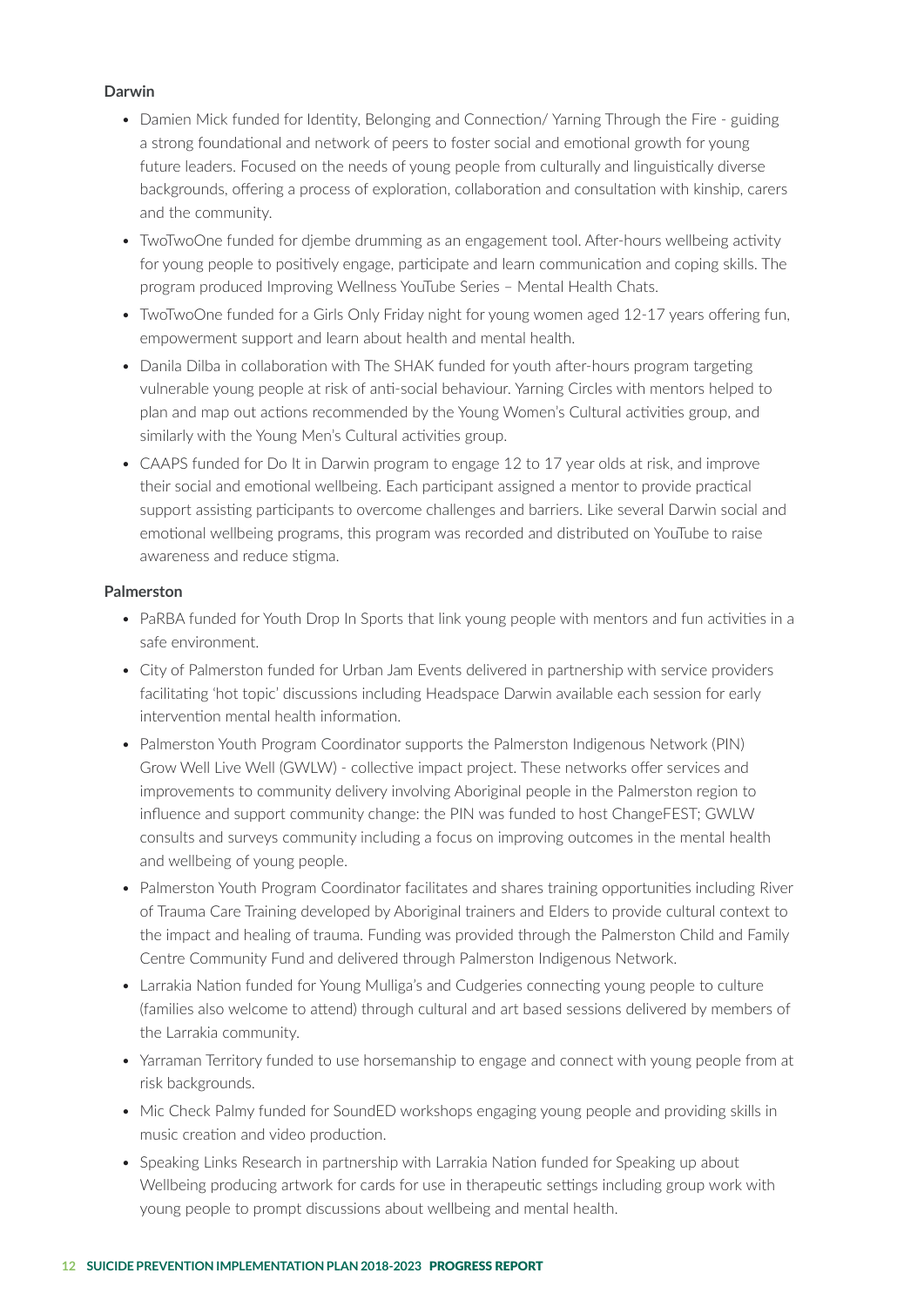**Darwin**

- Damien Mick funded for Identity, Belonging and Connection/ Yarning Through the Fire - guiding a strong foundational and network of peers to foster social and emotional growth for young future leaders. Focused on the needs of young people from culturally and linguistically diverse backgrounds, offering a process of exploration, collaboration and consultation with kinship, carers and the community.
- TwoTwoOne funded for djembe drumming as an engagement tool. After-hours wellbeing activity for young people to positively engage, participate and learn communication and coping skills. The program produced Improving Wellness YouTube Series – Mental Health Chats.
- TwoTwoOne funded for a Girls Only Friday night for young women aged 12-17 years offering fun, empowerment support and learn about health and mental health.
- Danila Dilba in collaboration with The SHAK funded for youth after-hours program targeting vulnerable young people at risk of anti-social behaviour. Yarning Circles with mentors helped to plan and map out actions recommended by the Young Women's Cultural activities group, and similarly with the Young Men's Cultural activities group.
- CAAPS funded for Do It in Darwin program to engage 12 to 17 year olds at risk, and improve their social and emotional wellbeing. Each participant assigned a mentor to provide practical support assisting participants to overcome challenges and barriers. Like several Darwin social and emotional wellbeing programs, this program was recorded and distributed on YouTube to raise awareness and reduce stigma.

**Palmerston**

- PaRBA funded for Youth Drop In Sports that link young people with mentors and fun activities in a safe environment.
- City of Palmerston funded for Urban Jam Events delivered in partnership with service providers facilitating 'hot topic' discussions including Headspace Darwin available each session for early intervention mental health information.
- Palmerston Youth Program Coordinator supports the Palmerston Indigenous Network (PIN) Grow Well Live Well (GWLW) - collective impact project. These networks offer services and improvements to community delivery involving Aboriginal people in the Palmerston region to influence and support community change: the PIN was funded to host ChangeFEST; GWLW consults and surveys community including a focus on improving outcomes in the mental health and wellbeing of young people.
- Palmerston Youth Program Coordinator facilitates and shares training opportunities including River of Trauma Care Training developed by Aboriginal trainers and Elders to provide cultural context to the impact and healing of trauma. Funding was provided through the Palmerston Child and Family Centre Community Fund and delivered through Palmerston Indigenous Network.
- Larrakia Nation funded for Young Mulliga's and Cudgeries connecting young people to culture (families also welcome to attend) through cultural and art based sessions delivered by members of the Larrakia community.
- Yarraman Territory funded to use horsemanship to engage and connect with young people from at risk backgrounds.
- Mic Check Palmy funded for SoundED workshops engaging young people and providing skills in music creation and video production.
- Speaking Links Research in partnership with Larrakia Nation funded for Speaking up about Wellbeing producing artwork for cards for use in therapeutic settings including group work with young people to prompt discussions about wellbeing and mental health.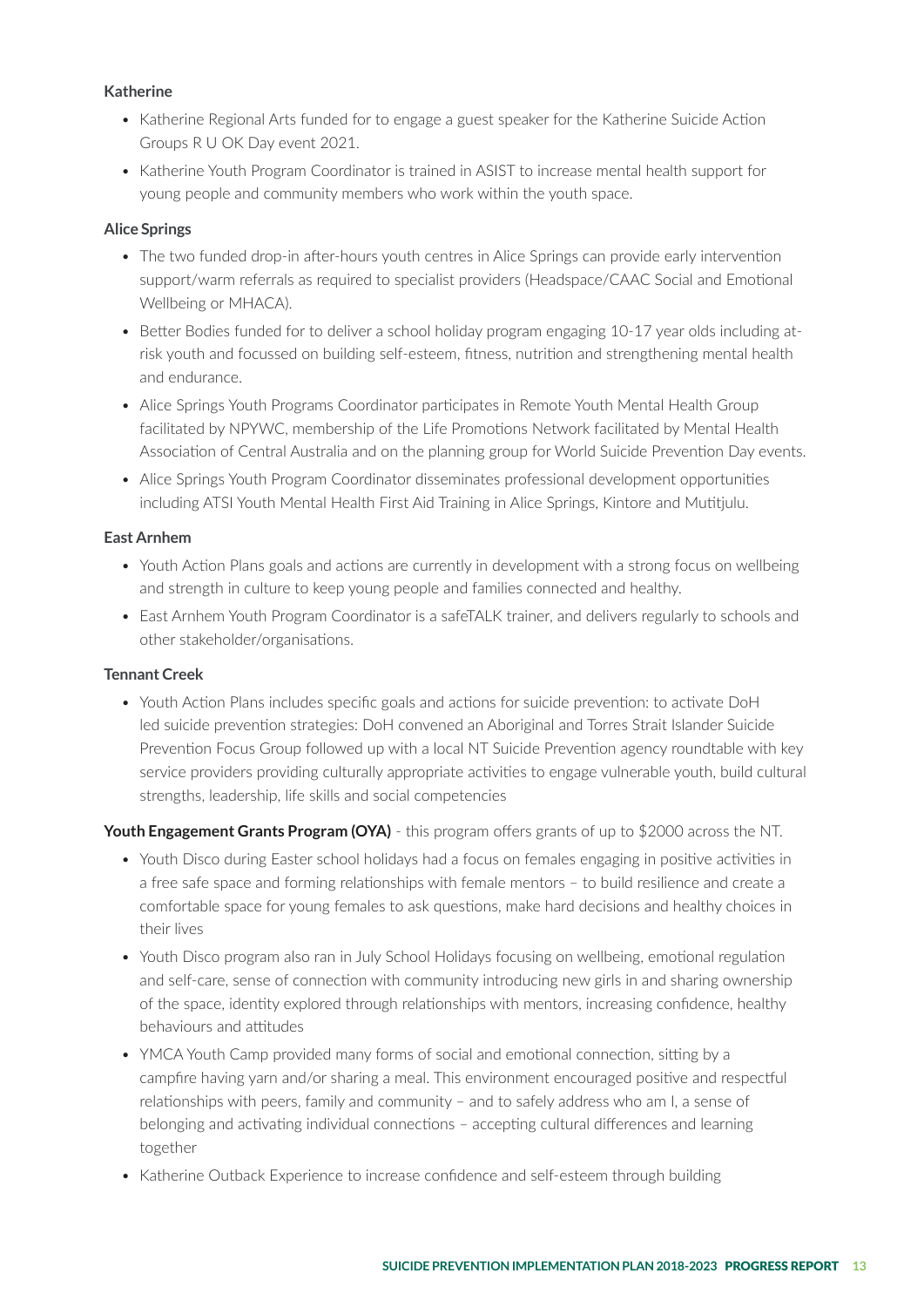**Katherine**

- Katherine Regional Arts funded for to engage a guest speaker for the Katherine Suicide Action Groups R U OK Day event 2021.
- Katherine Youth Program Coordinator is trained in ASIST to increase mental health support for young people and community members who work within the youth space.

**Alice Springs**

- The two funded drop-in after-hours youth centres in Alice Springs can provide early intervention support/warm referrals as required to specialist providers (Headspace/CAAC Social and Emotional Wellbeing or MHACA).
- Better Bodies funded for to deliver a school holiday program engaging 10-17 year olds including at-risk youth and focussed on building self-esteem, fitness, nutrition and strengthening mental health and endurance.
- Alice Springs Youth Programs Coordinator participates in Remote Youth Mental Health Group facilitated by NPYWC, membership of the Life Promotions Network facilitated by Mental Health Association of Central Australia and on the planning group for World Suicide Prevention Day events.
- Alice Springs Youth Program Coordinator disseminates professional development opportunities including ATSI Youth Mental Health First Aid Training in Alice Springs, Kintore and Mutitjulu.

**East Arnhem**

- Youth Action Plans goals and actions are currently in development with a strong focus on wellbeing and strength in culture to keep young people and families connected and healthy.
- East Arnhem Youth Program Coordinator is a safeTALK trainer, and delivers regularly to schools and other stakeholder/organisations.

**Tennant Creek**

- Youth Action Plans includes specific goals and actions for suicide prevention: to activate DoH led suicide prevention strategies: DoH convened an Aboriginal and Torres Strait Islander Suicide Prevention Focus Group followed up with a local NT Suicide Prevention agency roundtable with key service providers providing culturally appropriate activities to engage vulnerable youth, build cultural strengths, leadership, life skills and social competencies

**Youth Engagement Grants Program (OYA)** - this program offers grants of up to $2000 across the NT.

- Youth Disco during Easter school holidays had a focus on females engaging in positive activities in a free safe space and forming relationships with female mentors – to build resilience and create a comfortable space for young females to ask questions, make hard decisions and healthy choices in their lives
- Youth Disco program also ran in July School Holidays focusing on wellbeing, emotional regulation and self-care, sense of connection with community introducing new girls in and sharing ownership of the space, identity explored through relationships with mentors, increasing confidence, healthy behaviours and attitudes
- YMCA Youth Camp provided many forms of social and emotional connection, sitting by a campfire having yarn and/or sharing a meal. This environment encouraged positive and respectful relationships with peers, family and community – and to safely address who am I, a sense of belonging and activating individual connections – accepting cultural differences and learning together
- Katherine Outback Experience to increase confidence and self-esteem through building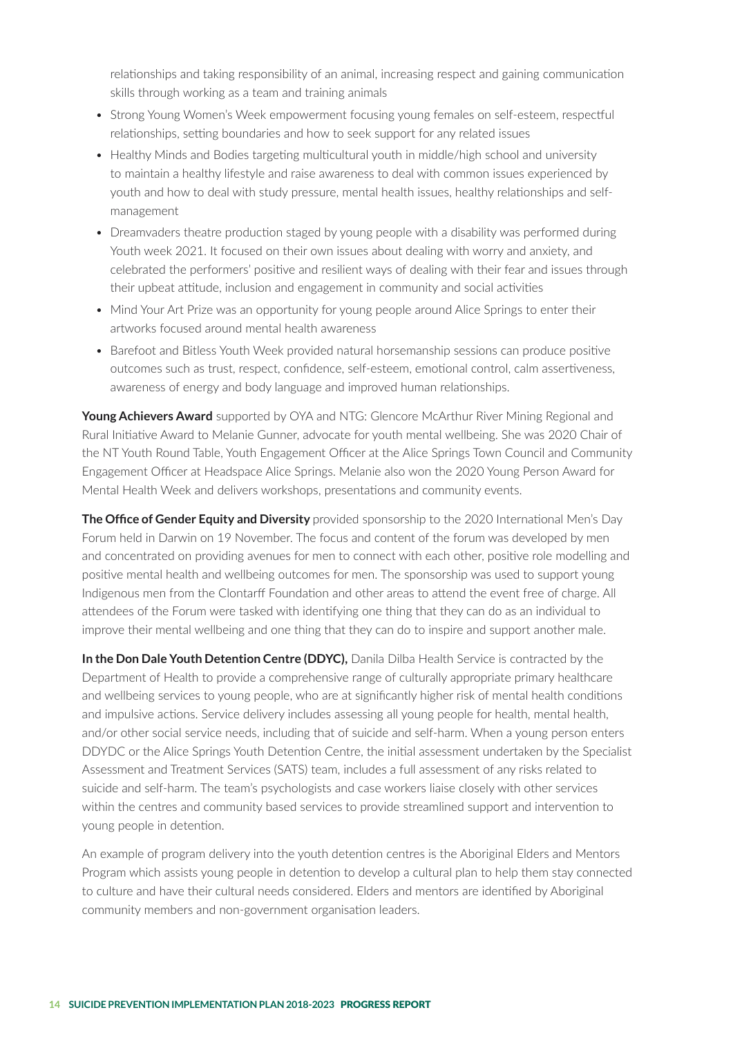relationships and taking responsibility of an animal, increasing respect and gaining communication skills through working as a team and training animals

- Strong Young Women's Week empowerment focusing young females on self-esteem, respectful relationships, setting boundaries and how to seek support for any related issues
- Healthy Minds and Bodies targeting multicultural youth in middle/high school and university to maintain a healthy lifestyle and raise awareness to deal with common issues experienced by youth and how to deal with study pressure, mental health issues, healthy relationships and self-management
- Dreamvaders theatre production staged by young people with a disability was performed during Youth week 2021. It focused on their own issues about dealing with worry and anxiety, and celebrated the performers' positive and resilient ways of dealing with their fear and issues through their upbeat attitude, inclusion and engagement in community and social activities
- Mind Your Art Prize was an opportunity for young people around Alice Springs to enter their artworks focused around mental health awareness
- Barefoot and Bitless Youth Week provided natural horsemanship sessions can produce positive outcomes such as trust, respect, confidence, self-esteem, emotional control, calm assertiveness, awareness of energy and body language and improved human relationships.

**Young Achievers Award** supported by OYA and NTG: Glencore McArthur River Mining Regional and Rural Initiative Award to Melanie Gunner, advocate for youth mental wellbeing. She was 2020 Chair of the NT Youth Round Table, Youth Engagement Officer at the Alice Springs Town Council and Community Engagement Officer at Headspace Alice Springs. Melanie also won the 2020 Young Person Award for Mental Health Week and delivers workshops, presentations and community events.

**The Office of Gender Equity and Diversity** provided sponsorship to the 2020 International Men's Day Forum held in Darwin on 19 November. The focus and content of the forum was developed by men and concentrated on providing avenues for men to connect with each other, positive role modelling and positive mental health and wellbeing outcomes for men. The sponsorship was used to support young Indigenous men from the Clontarff Foundation and other areas to attend the event free of charge. All attendees of the Forum were tasked with identifying one thing that they can do as an individual to improve their mental wellbeing and one thing that they can do to inspire and support another male.

**In the Don Dale Youth Detention Centre (DDYC),** Danila Dilba Health Service is contracted by the Department of Health to provide a comprehensive range of culturally appropriate primary healthcare and wellbeing services to young people, who are at significantly higher risk of mental health conditions and impulsive actions. Service delivery includes assessing all young people for health, mental health, and/or other social service needs, including that of suicide and self-harm. When a young person enters DDYDC or the Alice Springs Youth Detention Centre, the initial assessment undertaken by the Specialist Assessment and Treatment Services (SATS) team, includes a full assessment of any risks related to suicide and self-harm. The team's psychologists and case workers liaise closely with other services within the centres and community based services to provide streamlined support and intervention to young people in detention.

An example of program delivery into the youth detention centres is the Aboriginal Elders and Mentors Program which assists young people in detention to develop a cultural plan to help them stay connected to culture and have their cultural needs considered. Elders and mentors are identified by Aboriginal community members and non-government organisation leaders.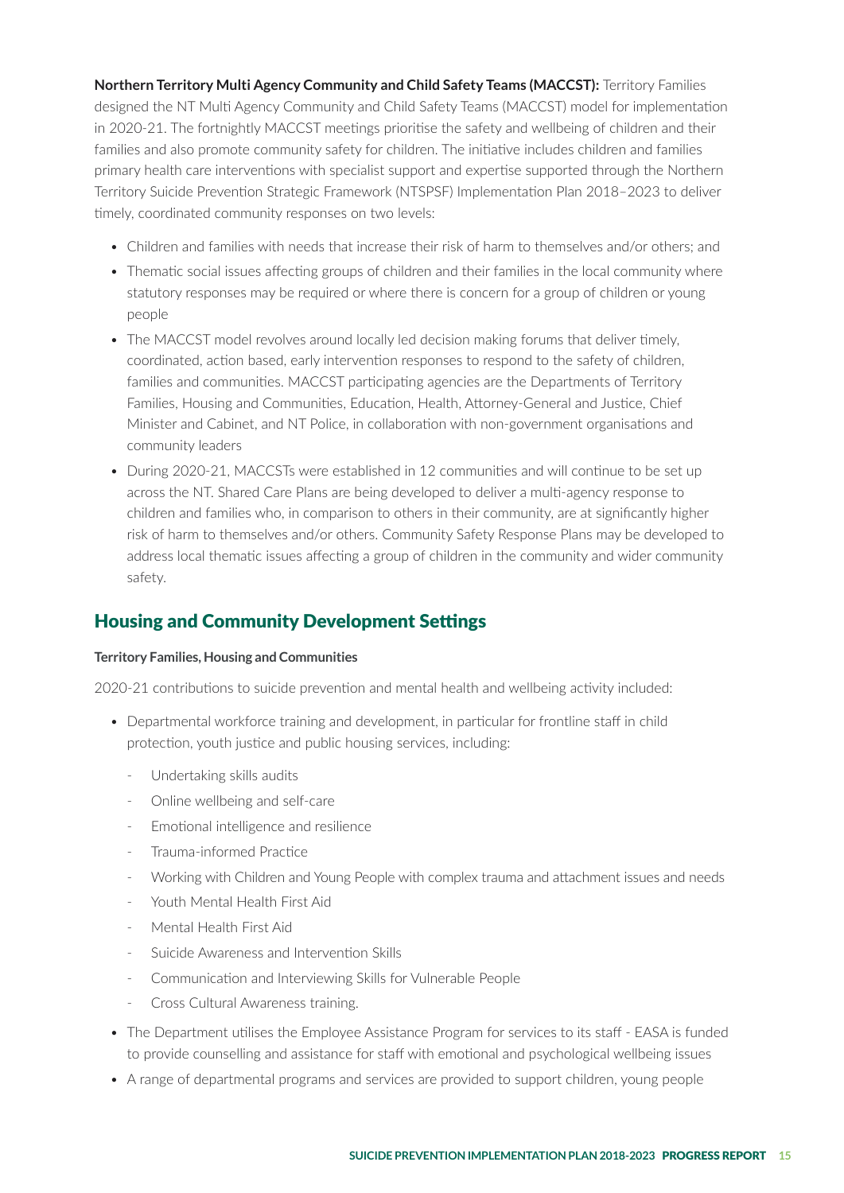**Northern Territory Multi Agency Community and Child Safety Teams (MACCST):** Territory Families designed the NT Multi Agency Community and Child Safety Teams (MACCST) model for implementation in 2020-21. The fortnightly MACCST meetings prioritise the safety and wellbeing of children and their families and also promote community safety for children. The initiative includes children and families primary health care interventions with specialist support and expertise supported through the Northern Territory Suicide Prevention Strategic Framework (NTSPSF) Implementation Plan 2018–2023 to deliver timely, coordinated community responses on two levels:

- Children and families with needs that increase their risk of harm to themselves and/or others; and
- Thematic social issues affecting groups of children and their families in the local community where statutory responses may be required or where there is concern for a group of children or young people
- The MACCST model revolves around locally led decision making forums that deliver timely, coordinated, action based, early intervention responses to respond to the safety of children, families and communities. MACCST participating agencies are the Departments of Territory Families, Housing and Communities, Education, Health, Attorney-General and Justice, Chief Minister and Cabinet, and NT Police, in collaboration with non-government organisations and community leaders
- During 2020-21, MACCSTs were established in 12 communities and will continue to be set up across the NT. Shared Care Plans are being developed to deliver a multi-agency response to children and families who, in comparison to others in their community, are at significantly higher risk of harm to themselves and/or others. Community Safety Response Plans may be developed to address local thematic issues affecting a group of children in the community and wider community safety.

## Housing and Community Development Settings

**Territory Families, Housing and Communities**

2020-21 contributions to suicide prevention and mental health and wellbeing activity included:

- Departmental workforce training and development, in particular for frontline staff in child protection, youth justice and public housing services, including:
  - Undertaking skills audits
  - Online wellbeing and self-care
  - Emotional intelligence and resilience
  - Trauma-informed Practice
  - Working with Children and Young People with complex trauma and attachment issues and needs
  - Youth Mental Health First Aid
  - Mental Health First Aid
  - Suicide Awareness and Intervention Skills
  - Communication and Interviewing Skills for Vulnerable People
  - Cross Cultural Awareness training.
- The Department utilises the Employee Assistance Program for services to its staff - EASA is funded to provide counselling and assistance for staff with emotional and psychological wellbeing issues
- A range of departmental programs and services are provided to support children, young people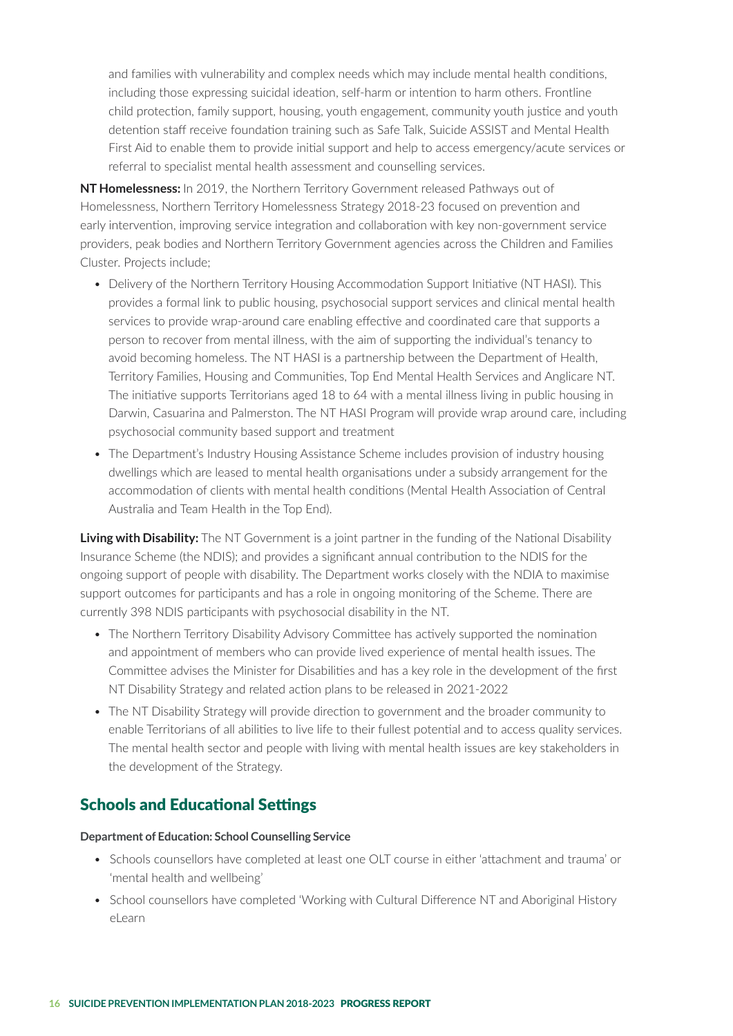and families with vulnerability and complex needs which may include mental health conditions, including those expressing suicidal ideation, self-harm or intention to harm others. Frontline child protection, family support, housing, youth engagement, community youth justice and youth detention staff receive foundation training such as Safe Talk, Suicide ASSIST and Mental Health First Aid to enable them to provide initial support and help to access emergency/acute services or referral to specialist mental health assessment and counselling services.

**NT Homelessness:** In 2019, the Northern Territory Government released Pathways out of Homelessness, Northern Territory Homelessness Strategy 2018-23 focused on prevention and early intervention, improving service integration and collaboration with key non-government service providers, peak bodies and Northern Territory Government agencies across the Children and Families Cluster. Projects include;

- Delivery of the Northern Territory Housing Accommodation Support Initiative (NT HASI). This provides a formal link to public housing, psychosocial support services and clinical mental health services to provide wrap-around care enabling effective and coordinated care that supports a person to recover from mental illness, with the aim of supporting the individual's tenancy to avoid becoming homeless. The NT HASI is a partnership between the Department of Health, Territory Families, Housing and Communities, Top End Mental Health Services and Anglicare NT. The initiative supports Territorians aged 18 to 64 with a mental illness living in public housing in Darwin, Casuarina and Palmerston. The NT HASI Program will provide wrap around care, including psychosocial community based support and treatment
- The Department's Industry Housing Assistance Scheme includes provision of industry housing dwellings which are leased to mental health organisations under a subsidy arrangement for the accommodation of clients with mental health conditions (Mental Health Association of Central Australia and Team Health in the Top End).

**Living with Disability:** The NT Government is a joint partner in the funding of the National Disability Insurance Scheme (the NDIS); and provides a significant annual contribution to the NDIS for the ongoing support of people with disability. The Department works closely with the NDIA to maximise support outcomes for participants and has a role in ongoing monitoring of the Scheme. There are currently 398 NDIS participants with psychosocial disability in the NT.

- The Northern Territory Disability Advisory Committee has actively supported the nomination and appointment of members who can provide lived experience of mental health issues. The Committee advises the Minister for Disabilities and has a key role in the development of the first NT Disability Strategy and related action plans to be released in 2021-2022
- The NT Disability Strategy will provide direction to government and the broader community to enable Territorians of all abilities to live life to their fullest potential and to access quality services. The mental health sector and people with living with mental health issues are key stakeholders in the development of the Strategy.

## Schools and Educational Settings

**Department of Education: School Counselling Service**

- Schools counsellors have completed at least one OLT course in either 'attachment and trauma' or 'mental health and wellbeing'
- School counsellors have completed 'Working with Cultural Difference NT and Aboriginal History eLearn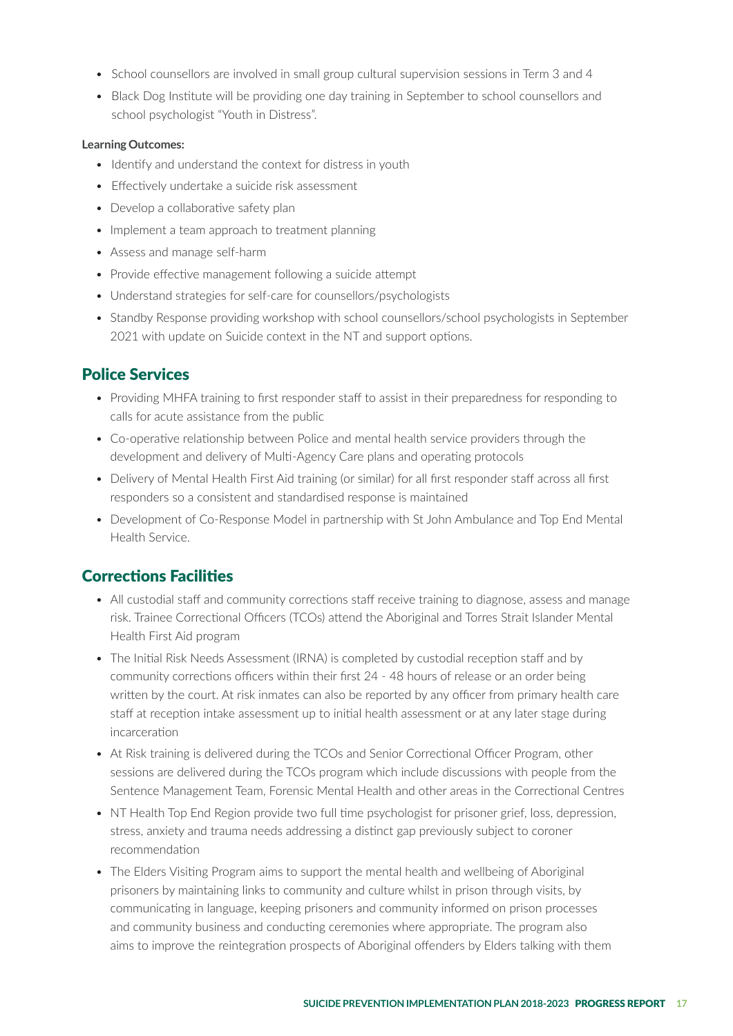- School counsellors are involved in small group cultural supervision sessions in Term 3 and 4
- Black Dog Institute will be providing one day training in September to school counsellors and school psychologist "Youth in Distress".

**Learning Outcomes:**

- Identify and understand the context for distress in youth
- Effectively undertake a suicide risk assessment
- Develop a collaborative safety plan
- Implement a team approach to treatment planning
- Assess and manage self-harm
- Provide effective management following a suicide attempt
- Understand strategies for self-care for counsellors/psychologists
- Standby Response providing workshop with school counsellors/school psychologists in September 2021 with update on Suicide context in the NT and support options.

## Police Services

- Providing MHFA training to first responder staff to assist in their preparedness for responding to calls for acute assistance from the public
- Co-operative relationship between Police and mental health service providers through the development and delivery of Multi-Agency Care plans and operating protocols
- Delivery of Mental Health First Aid training (or similar) for all first responder staff across all first responders so a consistent and standardised response is maintained
- Development of Co-Response Model in partnership with St John Ambulance and Top End Mental Health Service.

## Corrections Facilities

- All custodial staff and community corrections staff receive training to diagnose, assess and manage risk. Trainee Correctional Officers (TCOs) attend the Aboriginal and Torres Strait Islander Mental Health First Aid program
- The Initial Risk Needs Assessment (IRNA) is completed by custodial reception staff and by community corrections officers within their first 24 - 48 hours of release or an order being written by the court. At risk inmates can also be reported by any officer from primary health care staff at reception intake assessment up to initial health assessment or at any later stage during incarceration
- At Risk training is delivered during the TCOs and Senior Correctional Officer Program, other sessions are delivered during the TCOs program which include discussions with people from the Sentence Management Team, Forensic Mental Health and other areas in the Correctional Centres
- NT Health Top End Region provide two full time psychologist for prisoner grief, loss, depression, stress, anxiety and trauma needs addressing a distinct gap previously subject to coroner recommendation
- The Elders Visiting Program aims to support the mental health and wellbeing of Aboriginal prisoners by maintaining links to community and culture whilst in prison through visits, by communicating in language, keeping prisoners and community informed on prison processes and community business and conducting ceremonies where appropriate. The program also aims to improve the reintegration prospects of Aboriginal offenders by Elders talking with them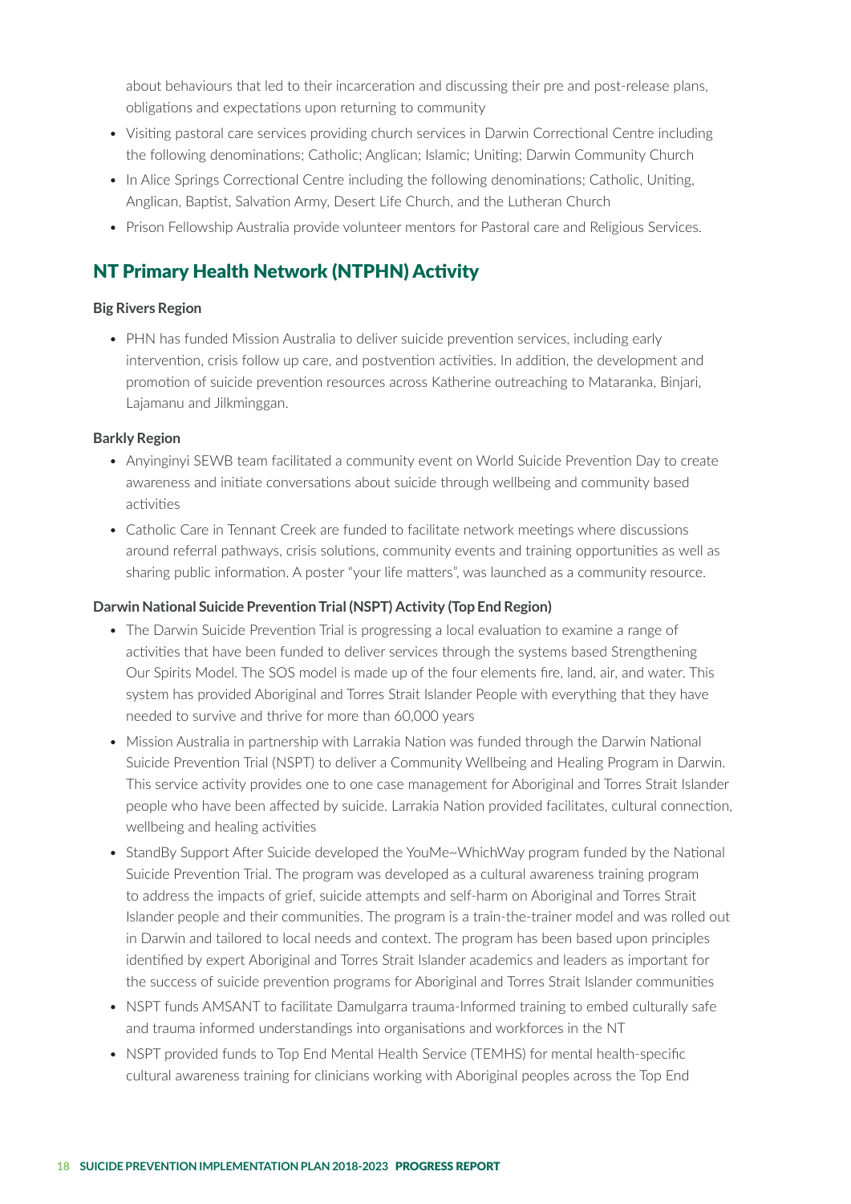about behaviours that led to their incarceration and discussing their pre and post-release plans, obligations and expectations upon returning to community

- Visiting pastoral care services providing church services in Darwin Correctional Centre including the following denominations; Catholic; Anglican; Islamic; Uniting; Darwin Community Church
- In Alice Springs Correctional Centre including the following denominations; Catholic, Uniting, Anglican, Baptist, Salvation Army, Desert Life Church, and the Lutheran Church
- Prison Fellowship Australia provide volunteer mentors for Pastoral care and Religious Services.

## NT Primary Health Network (NTPHN) Activity

**Big Rivers Region**

- PHN has funded Mission Australia to deliver suicide prevention services, including early intervention, crisis follow up care, and postvention activities. In addition, the development and promotion of suicide prevention resources across Katherine outreaching to Mataranka, Binjari, Lajamanu and Jilkminggan.

**Barkly Region**

- Anyinginyi SEWB team facilitated a community event on World Suicide Prevention Day to create awareness and initiate conversations about suicide through wellbeing and community based activities
- Catholic Care in Tennant Creek are funded to facilitate network meetings where discussions around referral pathways, crisis solutions, community events and training opportunities as well as sharing public information. A poster "your life matters", was launched as a community resource.

**Darwin National Suicide Prevention Trial (NSPT) Activity (Top End Region)**

- The Darwin Suicide Prevention Trial is progressing a local evaluation to examine a range of activities that have been funded to deliver services through the systems based Strengthening Our Spirits Model. The SOS model is made up of the four elements fire, land, air, and water. This system has provided Aboriginal and Torres Strait Islander People with everything that they have needed to survive and thrive for more than 60,000 years
- Mission Australia in partnership with Larrakia Nation was funded through the Darwin National Suicide Prevention Trial (NSPT) to deliver a Community Wellbeing and Healing Program in Darwin. This service activity provides one to one case management for Aboriginal and Torres Strait Islander people who have been affected by suicide. Larrakia Nation provided facilitates, cultural connection, wellbeing and healing activities
- StandBy Support After Suicide developed the YouMe~WhichWay program funded by the National Suicide Prevention Trial. The program was developed as a cultural awareness training program to address the impacts of grief, suicide attempts and self-harm on Aboriginal and Torres Strait Islander people and their communities. The program is a train-the-trainer model and was rolled out in Darwin and tailored to local needs and context. The program has been based upon principles identified by expert Aboriginal and Torres Strait Islander academics and leaders as important for the success of suicide prevention programs for Aboriginal and Torres Strait Islander communities
- NSPT funds AMSANT to facilitate Damulgarra trauma-Informed training to embed culturally safe and trauma informed understandings into organisations and workforces in the NT
- NSPT provided funds to Top End Mental Health Service (TEMHS) for mental health-specific cultural awareness training for clinicians working with Aboriginal peoples across the Top End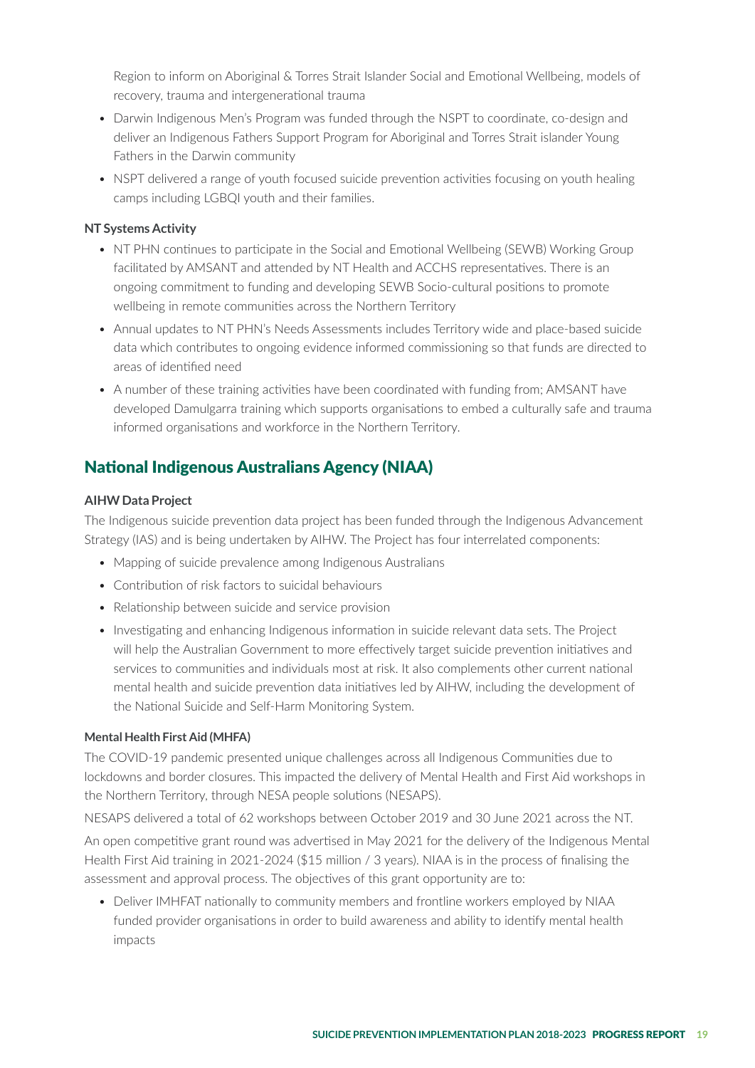Region to inform on Aboriginal & Torres Strait Islander Social and Emotional Wellbeing, models of recovery, trauma and intergenerational trauma

- Darwin Indigenous Men's Program was funded through the NSPT to coordinate, co-design and deliver an Indigenous Fathers Support Program for Aboriginal and Torres Strait islander Young Fathers in the Darwin community
- NSPT delivered a range of youth focused suicide prevention activities focusing on youth healing camps including LGBQI youth and their families.

**NT Systems Activity**

- NT PHN continues to participate in the Social and Emotional Wellbeing (SEWB) Working Group facilitated by AMSANT and attended by NT Health and ACCHS representatives. There is an ongoing commitment to funding and developing SEWB Socio-cultural positions to promote wellbeing in remote communities across the Northern Territory
- Annual updates to NT PHN's Needs Assessments includes Territory wide and place-based suicide data which contributes to ongoing evidence informed commissioning so that funds are directed to areas of identified need
- A number of these training activities have been coordinated with funding from; AMSANT have developed Damulgarra training which supports organisations to embed a culturally safe and trauma informed organisations and workforce in the Northern Territory.

## National Indigenous Australians Agency (NIAA)

**AIHW Data Project**

The Indigenous suicide prevention data project has been funded through the Indigenous Advancement Strategy (IAS) and is being undertaken by AIHW. The Project has four interrelated components:

- Mapping of suicide prevalence among Indigenous Australians
- Contribution of risk factors to suicidal behaviours
- Relationship between suicide and service provision
- Investigating and enhancing Indigenous information in suicide relevant data sets. The Project will help the Australian Government to more effectively target suicide prevention initiatives and services to communities and individuals most at risk. It also complements other current national mental health and suicide prevention data initiatives led by AIHW, including the development of the National Suicide and Self-Harm Monitoring System.

**Mental Health First Aid (MHFA)**

The COVID-19 pandemic presented unique challenges across all Indigenous Communities due to lockdowns and border closures. This impacted the delivery of Mental Health and First Aid workshops in the Northern Territory, through NESA people solutions (NESAPS).

NESAPS delivered a total of 62 workshops between October 2019 and 30 June 2021 across the NT.

An open competitive grant round was advertised in May 2021 for the delivery of the Indigenous Mental Health First Aid training in 2021-2024 ($15 million / 3 years). NIAA is in the process of finalising the assessment and approval process. The objectives of this grant opportunity are to:

- Deliver IMHFAT nationally to community members and frontline workers employed by NIAA funded provider organisations in order to build awareness and ability to identify mental health impacts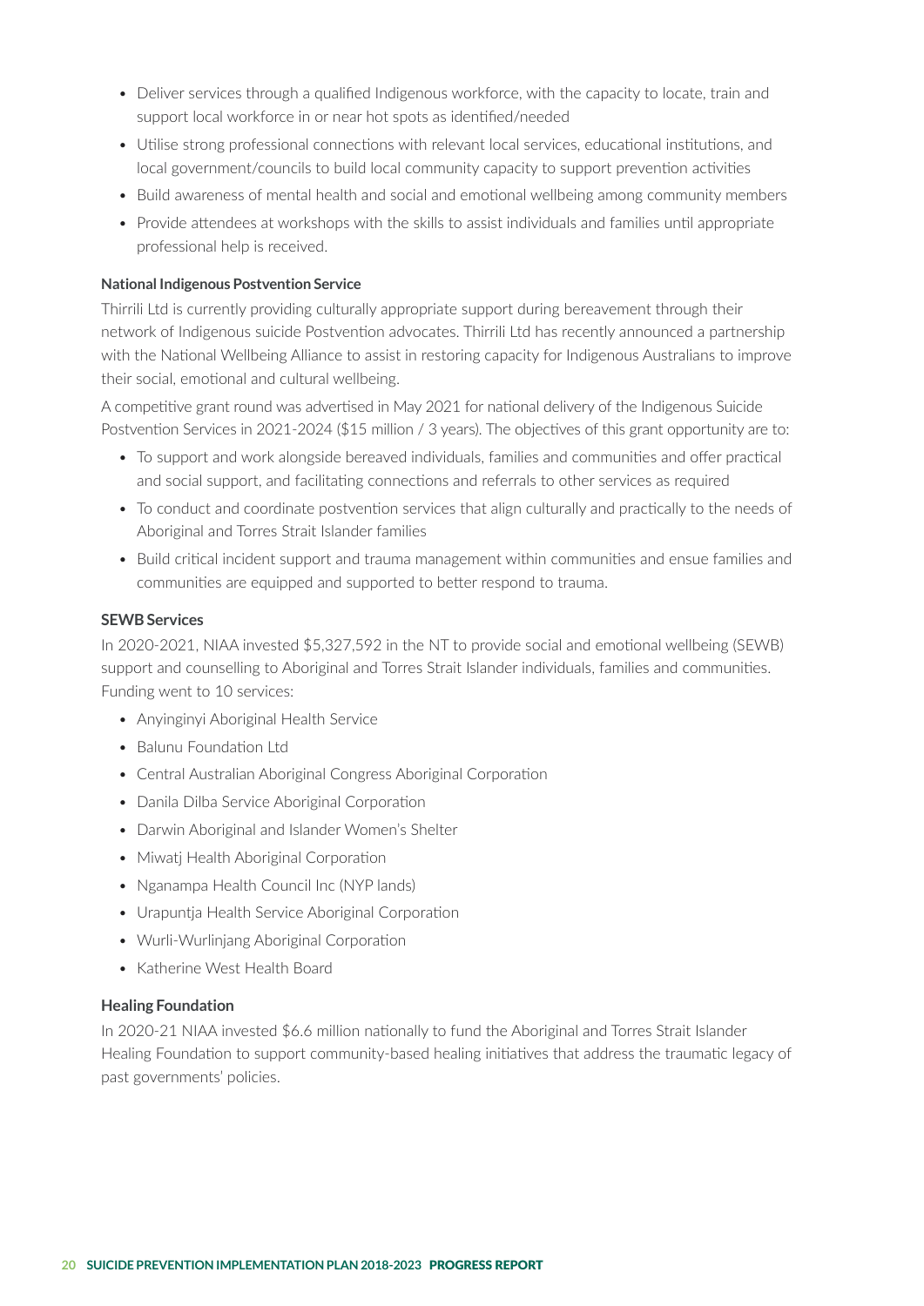- Deliver services through a qualified Indigenous workforce, with the capacity to locate, train and support local workforce in or near hot spots as identified/needed
- Utilise strong professional connections with relevant local services, educational institutions, and local government/councils to build local community capacity to support prevention activities
- Build awareness of mental health and social and emotional wellbeing among community members
- Provide attendees at workshops with the skills to assist individuals and families until appropriate professional help is received.

**National Indigenous Postvention Service**

Thirrili Ltd is currently providing culturally appropriate support during bereavement through their network of Indigenous suicide Postvention advocates. Thirrili Ltd has recently announced a partnership with the National Wellbeing Alliance to assist in restoring capacity for Indigenous Australians to improve their social, emotional and cultural wellbeing.

A competitive grant round was advertised in May 2021 for national delivery of the Indigenous Suicide Postvention Services in 2021-2024 ($15 million / 3 years). The objectives of this grant opportunity are to:

- To support and work alongside bereaved individuals, families and communities and offer practical and social support, and facilitating connections and referrals to other services as required
- To conduct and coordinate postvention services that align culturally and practically to the needs of Aboriginal and Torres Strait Islander families
- Build critical incident support and trauma management within communities and ensue families and communities are equipped and supported to better respond to trauma.

**SEWB Services**

In 2020-2021, NIAA invested $5,327,592 in the NT to provide social and emotional wellbeing (SEWB) support and counselling to Aboriginal and Torres Strait Islander individuals, families and communities. Funding went to 10 services:

- Anyinginyi Aboriginal Health Service
- Balunu Foundation Ltd
- Central Australian Aboriginal Congress Aboriginal Corporation
- Danila Dilba Service Aboriginal Corporation
- Darwin Aboriginal and Islander Women's Shelter
- Miwatj Health Aboriginal Corporation
- Nganampa Health Council Inc (NYP lands)
- Urapuntja Health Service Aboriginal Corporation
- Wurli-Wurlinjang Aboriginal Corporation
- Katherine West Health Board

**Healing Foundation**

In 2020-21 NIAA invested $6.6 million nationally to fund the Aboriginal and Torres Strait Islander Healing Foundation to support community-based healing initiatives that address the traumatic legacy of past governments' policies.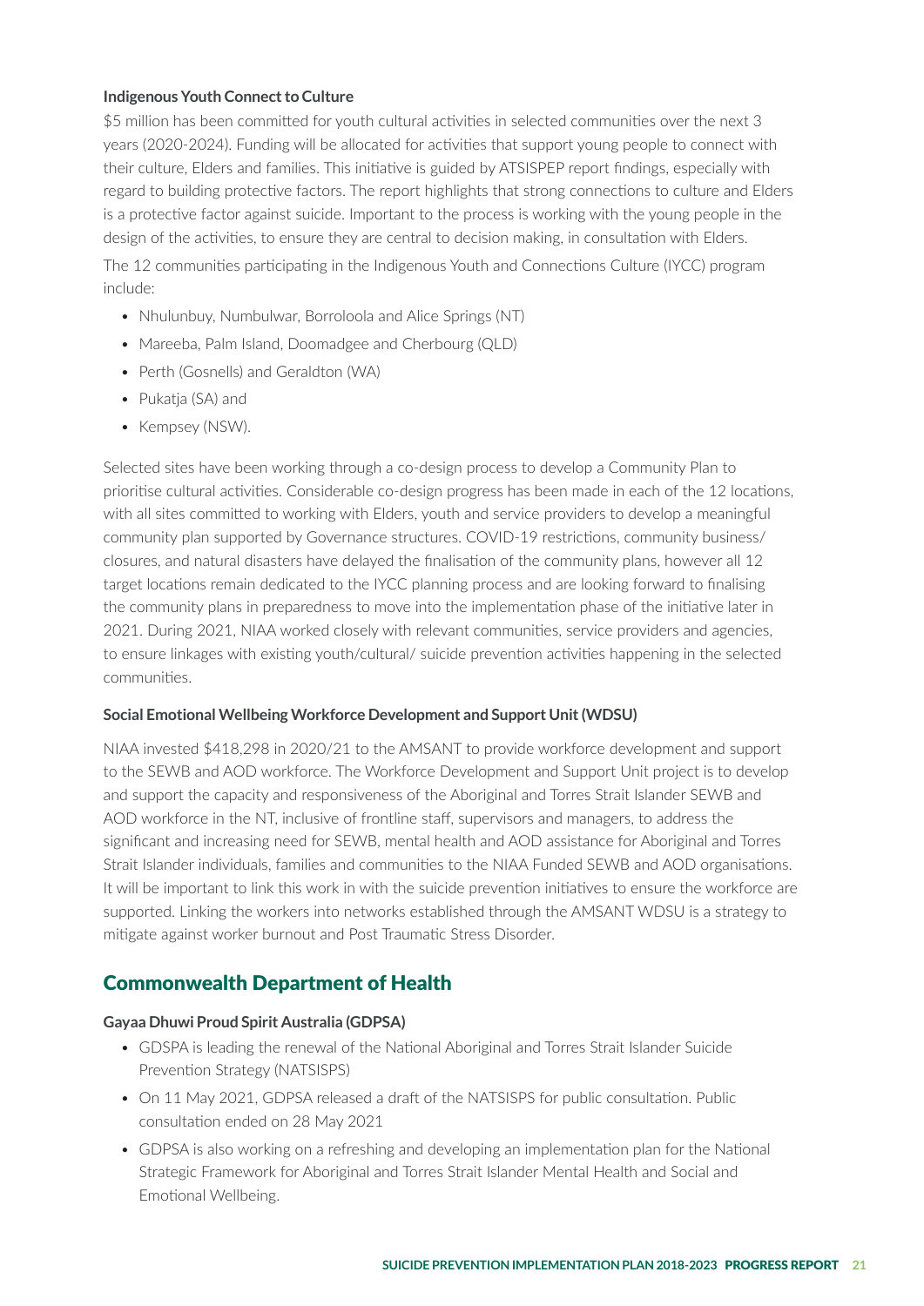**Indigenous Youth Connect to Culture**

$5 million has been committed for youth cultural activities in selected communities over the next 3 years (2020-2024). Funding will be allocated for activities that support young people to connect with their culture, Elders and families. This initiative is guided by ATSISPEP report findings, especially with regard to building protective factors. The report highlights that strong connections to culture and Elders is a protective factor against suicide. Important to the process is working with the young people in the design of the activities, to ensure they are central to decision making, in consultation with Elders.

The 12 communities participating in the Indigenous Youth and Connections Culture (IYCC) program include:

- Nhulunbuy, Numbulwar, Borroloola and Alice Springs (NT)
- Mareeba, Palm Island, Doomadgee and Cherbourg (QLD)
- Perth (Gosnells) and Geraldton (WA)
- Pukatja (SA) and
- Kempsey (NSW).

Selected sites have been working through a co-design process to develop a Community Plan to prioritise cultural activities. Considerable co-design progress has been made in each of the 12 locations, with all sites committed to working with Elders, youth and service providers to develop a meaningful community plan supported by Governance structures. COVID-19 restrictions, community business/ closures, and natural disasters have delayed the finalisation of the community plans, however all 12 target locations remain dedicated to the IYCC planning process and are looking forward to finalising the community plans in preparedness to move into the implementation phase of the initiative later in 2021. During 2021, NIAA worked closely with relevant communities, service providers and agencies, to ensure linkages with existing youth/cultural/ suicide prevention activities happening in the selected communities.

**Social Emotional Wellbeing Workforce Development and Support Unit (WDSU)**

NIAA invested $418,298 in 2020/21 to the AMSANT to provide workforce development and support to the SEWB and AOD workforce. The Workforce Development and Support Unit project is to develop and support the capacity and responsiveness of the Aboriginal and Torres Strait Islander SEWB and AOD workforce in the NT, inclusive of frontline staff, supervisors and managers, to address the significant and increasing need for SEWB, mental health and AOD assistance for Aboriginal and Torres Strait Islander individuals, families and communities to the NIAA Funded SEWB and AOD organisations. It will be important to link this work in with the suicide prevention initiatives to ensure the workforce are supported. Linking the workers into networks established through the AMSANT WDSU is a strategy to mitigate against worker burnout and Post Traumatic Stress Disorder.

## Commonwealth Department of Health

**Gayaa Dhuwi Proud Spirit Australia (GDPSA)**

- GDSPA is leading the renewal of the National Aboriginal and Torres Strait Islander Suicide Prevention Strategy (NATSISPS)
- On 11 May 2021, GDPSA released a draft of the NATSISPS for public consultation. Public consultation ended on 28 May 2021
- GDPSA is also working on a refreshing and developing an implementation plan for the National Strategic Framework for Aboriginal and Torres Strait Islander Mental Health and Social and Emotional Wellbeing.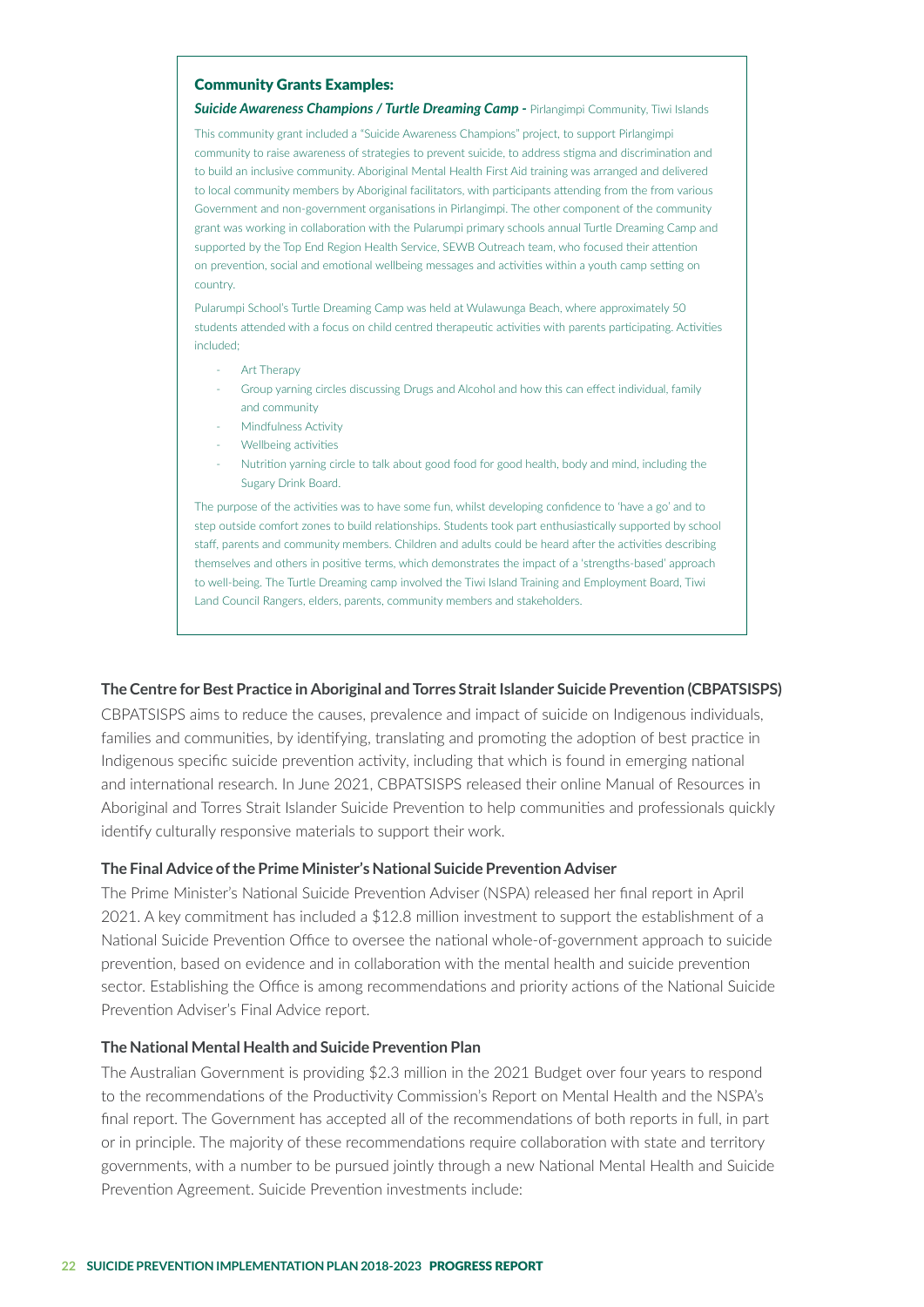### Community Grants Examples:

***Suicide Awareness Champions / Turtle Dreaming Camp -*** Pirlangimpi Community, Tiwi Islands

This community grant included a "Suicide Awareness Champions" project, to support Pirlangimpi community to raise awareness of strategies to prevent suicide, to address stigma and discrimination and to build an inclusive community. Aboriginal Mental Health First Aid training was arranged and delivered to local community members by Aboriginal facilitators, with participants attending from the from various Government and non-government organisations in Pirlangimpi. The other component of the community grant was working in collaboration with the Pularumpi primary schools annual Turtle Dreaming Camp and supported by the Top End Region Health Service, SEWB Outreach team, who focused their attention on prevention, social and emotional wellbeing messages and activities within a youth camp setting on country.

Pularumpi School's Turtle Dreaming Camp was held at Wulawunga Beach, where approximately 50 students attended with a focus on child centred therapeutic activities with parents participating. Activities included;

- Art Therapy
- Group yarning circles discussing Drugs and Alcohol and how this can effect individual, family and community
- Mindfulness Activity
- Wellbeing activities
- Nutrition yarning circle to talk about good food for good health, body and mind, including the Sugary Drink Board.

The purpose of the activities was to have some fun, whilst developing confidence to 'have a go' and to step outside comfort zones to build relationships. Students took part enthusiastically supported by school staff, parents and community members. Children and adults could be heard after the activities describing themselves and others in positive terms, which demonstrates the impact of a 'strengths-based' approach to well-being. The Turtle Dreaming camp involved the Tiwi Island Training and Employment Board, Tiwi Land Council Rangers, elders, parents, community members and stakeholders.

#### The Centre for Best Practice in Aboriginal and Torres Strait Islander Suicide Prevention (CBPATSISPS)

CBPATSISPS aims to reduce the causes, prevalence and impact of suicide on Indigenous individuals, families and communities, by identifying, translating and promoting the adoption of best practice in Indigenous specific suicide prevention activity, including that which is found in emerging national and international research. In June 2021, CBPATSISPS released their online Manual of Resources in Aboriginal and Torres Strait Islander Suicide Prevention to help communities and professionals quickly identify culturally responsive materials to support their work.

#### The Final Advice of the Prime Minister's National Suicide Prevention Adviser

The Prime Minister's National Suicide Prevention Adviser (NSPA) released her final report in April 2021. A key commitment has included a $12.8 million investment to support the establishment of a National Suicide Prevention Office to oversee the national whole-of-government approach to suicide prevention, based on evidence and in collaboration with the mental health and suicide prevention sector. Establishing the Office is among recommendations and priority actions of the National Suicide Prevention Adviser's Final Advice report.

#### The National Mental Health and Suicide Prevention Plan

The Australian Government is providing $2.3 million in the 2021 Budget over four years to respond to the recommendations of the Productivity Commission's Report on Mental Health and the NSPA's final report. The Government has accepted all of the recommendations of both reports in full, in part or in principle. The majority of these recommendations require collaboration with state and territory governments, with a number to be pursued jointly through a new National Mental Health and Suicide Prevention Agreement. Suicide Prevention investments include: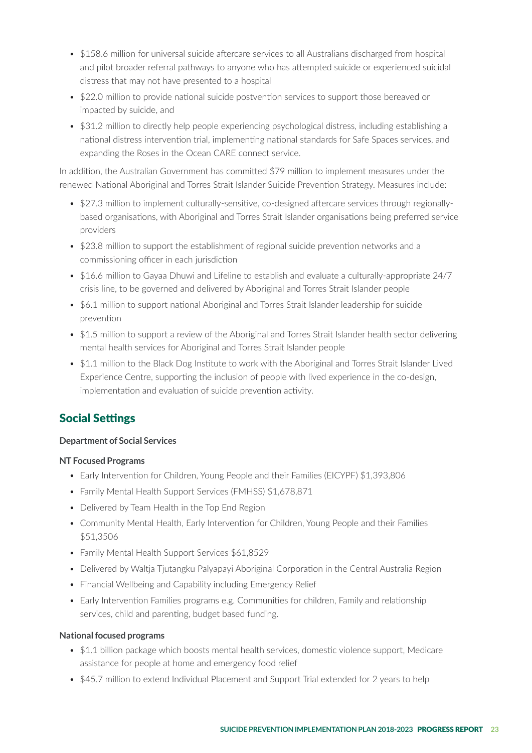- $158.6 million for universal suicide aftercare services to all Australians discharged from hospital and pilot broader referral pathways to anyone who has attempted suicide or experienced suicidal distress that may not have presented to a hospital
- $22.0 million to provide national suicide postvention services to support those bereaved or impacted by suicide, and
- $31.2 million to directly help people experiencing psychological distress, including establishing a national distress intervention trial, implementing national standards for Safe Spaces services, and expanding the Roses in the Ocean CARE connect service.

In addition, the Australian Government has committed $79 million to implement measures under the renewed National Aboriginal and Torres Strait Islander Suicide Prevention Strategy. Measures include:

- $27.3 million to implement culturally-sensitive, co-designed aftercare services through regionally-based organisations, with Aboriginal and Torres Strait Islander organisations being preferred service providers
- $23.8 million to support the establishment of regional suicide prevention networks and a commissioning officer in each jurisdiction
- $16.6 million to Gayaa Dhuwi and Lifeline to establish and evaluate a culturally-appropriate 24/7 crisis line, to be governed and delivered by Aboriginal and Torres Strait Islander people
- $6.1 million to support national Aboriginal and Torres Strait Islander leadership for suicide prevention
- $1.5 million to support a review of the Aboriginal and Torres Strait Islander health sector delivering mental health services for Aboriginal and Torres Strait Islander people
- $1.1 million to the Black Dog Institute to work with the Aboriginal and Torres Strait Islander Lived Experience Centre, supporting the inclusion of people with lived experience in the co-design, implementation and evaluation of suicide prevention activity.

## Social Settings

**Department of Social Services**

**NT Focused Programs**

- Early Intervention for Children, Young People and their Families (EICYPF) $1,393,806
- Family Mental Health Support Services (FMHSS) $1,678,871
- Delivered by Team Health in the Top End Region
- Community Mental Health, Early Intervention for Children, Young People and their Families $51,3506
- Family Mental Health Support Services $61,8529
- Delivered by Waltja Tjutangku Palyapayi Aboriginal Corporation in the Central Australia Region
- Financial Wellbeing and Capability including Emergency Relief
- Early Intervention Families programs e.g. Communities for children, Family and relationship services, child and parenting, budget based funding.

**National focused programs**

- $1.1 billion package which boosts mental health services, domestic violence support, Medicare assistance for people at home and emergency food relief
- $45.7 million to extend Individual Placement and Support Trial extended for 2 years to help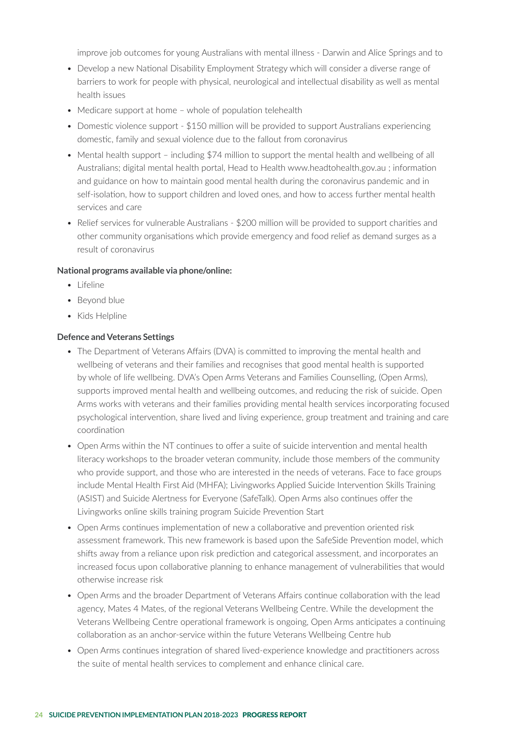improve job outcomes for young Australians with mental illness - Darwin and Alice Springs and to

- Develop a new National Disability Employment Strategy which will consider a diverse range of barriers to work for people with physical, neurological and intellectual disability as well as mental health issues
- Medicare support at home – whole of population telehealth
- Domestic violence support - $150 million will be provided to support Australians experiencing domestic, family and sexual violence due to the fallout from coronavirus
- Mental health support – including $74 million to support the mental health and wellbeing of all Australians; digital mental health portal, Head to Health www.headtohealth.gov.au ; information and guidance on how to maintain good mental health during the coronavirus pandemic and in self-isolation, how to support children and loved ones, and how to access further mental health services and care
- Relief services for vulnerable Australians - $200 million will be provided to support charities and other community organisations which provide emergency and food relief as demand surges as a result of coronavirus

**National programs available via phone/online:**

- Lifeline
- Beyond blue
- Kids Helpline

**Defence and Veterans Settings**

- The Department of Veterans Affairs (DVA) is committed to improving the mental health and wellbeing of veterans and their families and recognises that good mental health is supported by whole of life wellbeing. DVA's Open Arms Veterans and Families Counselling, (Open Arms), supports improved mental health and wellbeing outcomes, and reducing the risk of suicide. Open Arms works with veterans and their families providing mental health services incorporating focused psychological intervention, share lived and living experience, group treatment and training and care coordination
- Open Arms within the NT continues to offer a suite of suicide intervention and mental health literacy workshops to the broader veteran community, include those members of the community who provide support, and those who are interested in the needs of veterans. Face to face groups include Mental Health First Aid (MHFA); Livingworks Applied Suicide Intervention Skills Training (ASIST) and Suicide Alertness for Everyone (SafeTalk). Open Arms also continues offer the Livingworks online skills training program Suicide Prevention Start
- Open Arms continues implementation of new a collaborative and prevention oriented risk assessment framework. This new framework is based upon the SafeSide Prevention model, which shifts away from a reliance upon risk prediction and categorical assessment, and incorporates an increased focus upon collaborative planning to enhance management of vulnerabilities that would otherwise increase risk
- Open Arms and the broader Department of Veterans Affairs continue collaboration with the lead agency, Mates 4 Mates, of the regional Veterans Wellbeing Centre. While the development the Veterans Wellbeing Centre operational framework is ongoing, Open Arms anticipates a continuing collaboration as an anchor-service within the future Veterans Wellbeing Centre hub
- Open Arms continues integration of shared lived-experience knowledge and practitioners across the suite of mental health services to complement and enhance clinical care.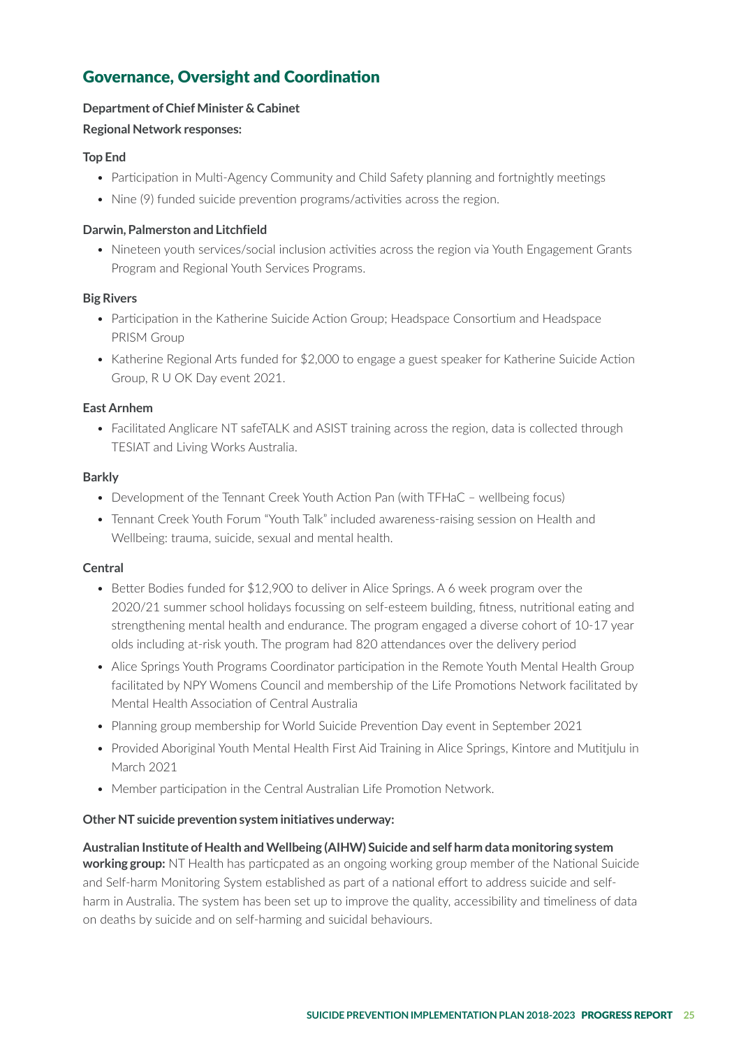## Governance, Oversight and Coordination

**Department of Chief Minister & Cabinet**

**Regional Network responses:**

**Top End**

- Participation in Multi-Agency Community and Child Safety planning and fortnightly meetings
- Nine (9) funded suicide prevention programs/activities across the region.

**Darwin, Palmerston and Litchfield**

- Nineteen youth services/social inclusion activities across the region via Youth Engagement Grants Program and Regional Youth Services Programs.

**Big Rivers**

- Participation in the Katherine Suicide Action Group; Headspace Consortium and Headspace PRISM Group
- Katherine Regional Arts funded for $2,000 to engage a guest speaker for Katherine Suicide Action Group, R U OK Day event 2021.

**East Arnhem**

- Facilitated Anglicare NT safeTALK and ASIST training across the region, data is collected through TESIAT and Living Works Australia.

**Barkly**

- Development of the Tennant Creek Youth Action Pan (with TFHaC – wellbeing focus)
- Tennant Creek Youth Forum "Youth Talk" included awareness-raising session on Health and Wellbeing: trauma, suicide, sexual and mental health.

**Central**

- Better Bodies funded for $12,900 to deliver in Alice Springs. A 6 week program over the 2020/21 summer school holidays focussing on self-esteem building, fitness, nutritional eating and strengthening mental health and endurance. The program engaged a diverse cohort of 10-17 year olds including at-risk youth. The program had 820 attendances over the delivery period
- Alice Springs Youth Programs Coordinator participation in the Remote Youth Mental Health Group facilitated by NPY Womens Council and membership of the Life Promotions Network facilitated by Mental Health Association of Central Australia
- Planning group membership for World Suicide Prevention Day event in September 2021
- Provided Aboriginal Youth Mental Health First Aid Training in Alice Springs, Kintore and Mutitjulu in March 2021
- Member participation in the Central Australian Life Promotion Network.

**Other NT suicide prevention system initiatives underway:**

**Australian Institute of Health and Wellbeing (AIHW) Suicide and self harm data monitoring system working group:** NT Health has particpated as an ongoing working group member of the National Suicide and Self-harm Monitoring System established as part of a national effort to address suicide and self-harm in Australia. The system has been set up to improve the quality, accessibility and timeliness of data on deaths by suicide and on self-harming and suicidal behaviours.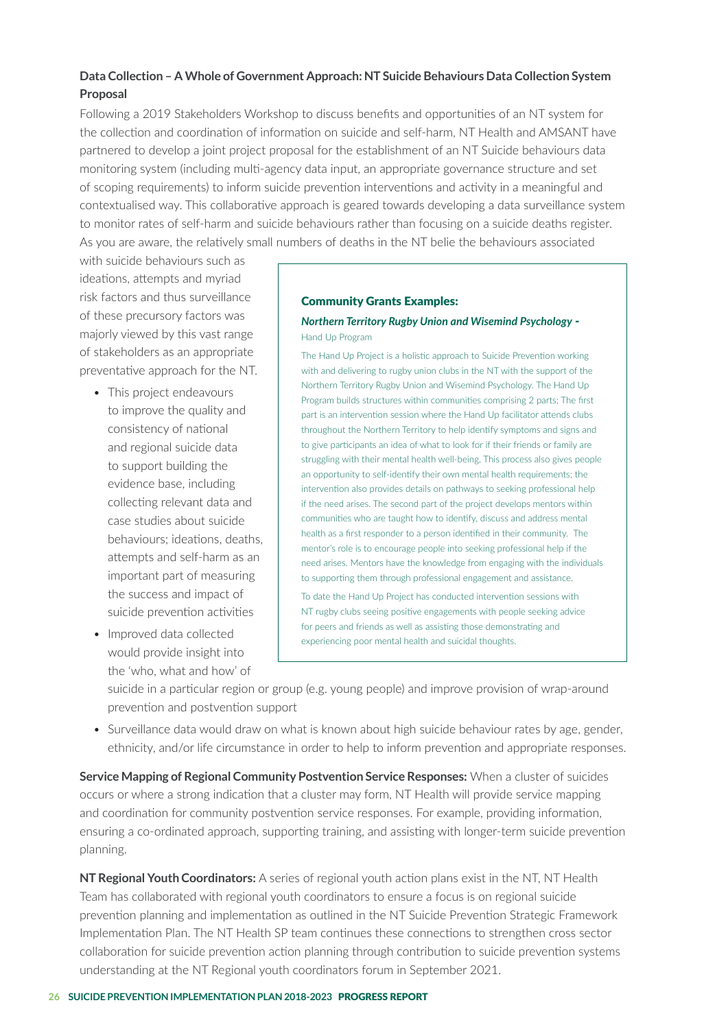**Data Collection – A Whole of Government Approach: NT Suicide Behaviours Data Collection System Proposal**

Following a 2019 Stakeholders Workshop to discuss benefits and opportunities of an NT system for the collection and coordination of information on suicide and self-harm, NT Health and AMSANT have partnered to develop a joint project proposal for the establishment of an NT Suicide behaviours data monitoring system (including multi-agency data input, an appropriate governance structure and set of scoping requirements) to inform suicide prevention interventions and activity in a meaningful and contextualised way. This collaborative approach is geared towards developing a data surveillance system to monitor rates of self-harm and suicide behaviours rather than focusing on a suicide deaths register. As you are aware, the relatively small numbers of deaths in the NT belie the behaviours associated with suicide behaviours such as ideations, attempts and myriad risk factors and thus surveillance of these precursory factors was majorly viewed by this vast range of stakeholders as an appropriate preventative approach for the NT.

- This project endeavours to improve the quality and consistency of national and regional suicide data to support building the evidence base, including collecting relevant data and case studies about suicide behaviours; ideations, deaths, attempts and self-harm as an important part of measuring the success and impact of suicide prevention activities
- Improved data collected would provide insight into the 'who, what and how' of suicide in a particular region or group (e.g. young people) and improve provision of wrap-around prevention and postvention support
- Surveillance data would draw on what is known about high suicide behaviour rates by age, gender, ethnicity, and/or life circumstance in order to help to inform prevention and appropriate responses.

> **Community Grants Examples:**
>
> ***Northern Territory Rugby Union and Wisemind Psychology*** - Hand Up Program
>
> The Hand Up Project is a holistic approach to Suicide Prevention working with and delivering to rugby union clubs in the NT with the support of the Northern Territory Rugby Union and Wisemind Psychology. The Hand Up Program builds structures within communities comprising 2 parts; The first part is an intervention session where the Hand Up facilitator attends clubs throughout the Northern Territory to help identify symptoms and signs and to give participants an idea of what to look for if their friends or family are struggling with their mental health well-being. This process also gives people an opportunity to self-identify their own mental health requirements; the intervention also provides details on pathways to seeking professional help if the need arises. The second part of the project develops mentors within communities who are taught how to identify, discuss and address mental health as a first responder to a person identified in their community. The mentor's role is to encourage people into seeking professional help if the need arises. Mentors have the knowledge from engaging with the individuals to supporting them through professional engagement and assistance.
>
> To date the Hand Up Project has conducted intervention sessions with NT rugby clubs seeing positive engagements with people seeking advice for peers and friends as well as assisting those demonstrating and experiencing poor mental health and suicidal thoughts.

**Service Mapping of Regional Community Postvention Service Responses:** When a cluster of suicides occurs or where a strong indication that a cluster may form, NT Health will provide service mapping and coordination for community postvention service responses. For example, providing information, ensuring a co-ordinated approach, supporting training, and assisting with longer-term suicide prevention planning.

**NT Regional Youth Coordinators:** A series of regional youth action plans exist in the NT, NT Health Team has collaborated with regional youth coordinators to ensure a focus is on regional suicide prevention planning and implementation as outlined in the NT Suicide Prevention Strategic Framework Implementation Plan. The NT Health SP team continues these connections to strengthen cross sector collaboration for suicide prevention action planning through contribution to suicide prevention systems understanding at the NT Regional youth coordinators forum in September 2021.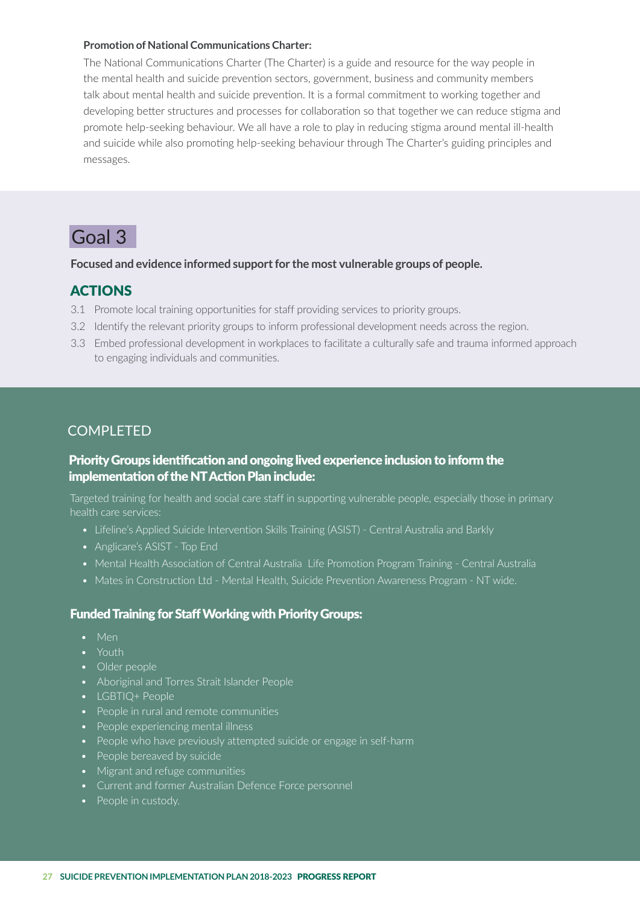**Promotion of National Communications Charter:**

The National Communications Charter (The Charter) is a guide and resource for the way people in the mental health and suicide prevention sectors, government, business and community members talk about mental health and suicide prevention. It is a formal commitment to working together and developing better structures and processes for collaboration so that together we can reduce stigma and promote help-seeking behaviour. We all have a role to play in reducing stigma around mental ill-health and suicide while also promoting help-seeking behaviour through The Charter's guiding principles and messages.

## Goal 3

**Focused and evidence informed support for the most vulnerable groups of people.**

### ACTIONS

3.1 Promote local training opportunities for staff providing services to priority groups.

3.2 Identify the relevant priority groups to inform professional development needs across the region.

3.3 Embed professional development in workplaces to facilitate a culturally safe and trauma informed approach to engaging individuals and communities.

### COMPLETED

#### Priority Groups identification and ongoing lived experience inclusion to inform the implementation of the NT Action Plan include:

Targeted training for health and social care staff in supporting vulnerable people, especially those in primary health care services:

- Lifeline's Applied Suicide Intervention Skills Training (ASIST) - Central Australia and Barkly
- Anglicare's ASIST - Top End
- Mental Health Association of Central Australia Life Promotion Program Training - Central Australia
- Mates in Construction Ltd - Mental Health, Suicide Prevention Awareness Program - NT wide.

#### Funded Training for Staff Working with Priority Groups:

- Men
- Youth
- Older people
- Aboriginal and Torres Strait Islander People
- LGBTIQ+ People
- People in rural and remote communities
- People experiencing mental illness
- People who have previously attempted suicide or engage in self-harm
- People bereaved by suicide
- Migrant and refuge communities
- Current and former Australian Defence Force personnel
- People in custody.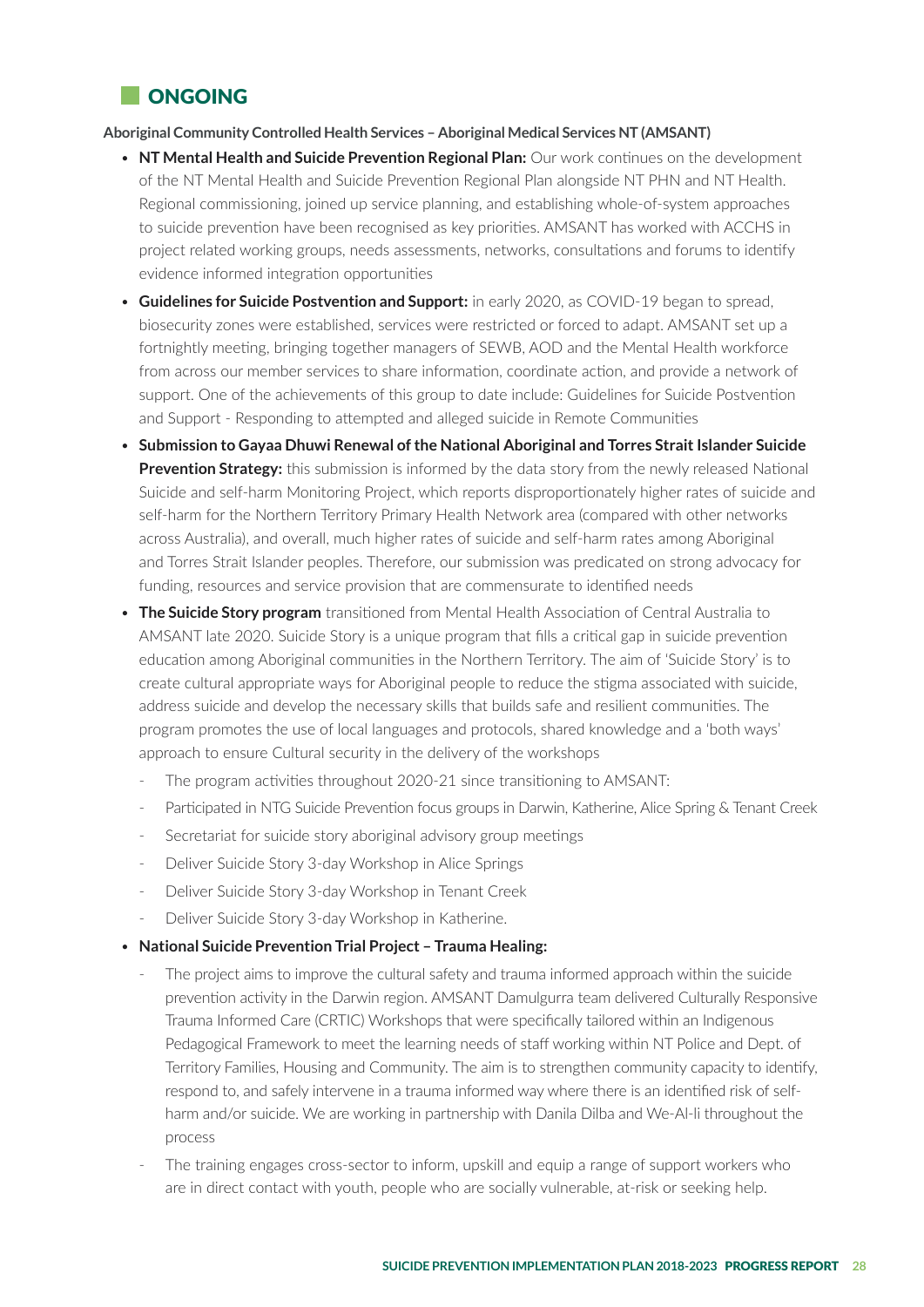## ONGOING

**Aboriginal Community Controlled Health Services – Aboriginal Medical Services NT (AMSANT)**

- **NT Mental Health and Suicide Prevention Regional Plan:** Our work continues on the development of the NT Mental Health and Suicide Prevention Regional Plan alongside NT PHN and NT Health. Regional commissioning, joined up service planning, and establishing whole-of-system approaches to suicide prevention have been recognised as key priorities. AMSANT has worked with ACCHS in project related working groups, needs assessments, networks, consultations and forums to identify evidence informed integration opportunities
- **Guidelines for Suicide Postvention and Support:** in early 2020, as COVID-19 began to spread, biosecurity zones were established, services were restricted or forced to adapt. AMSANT set up a fortnightly meeting, bringing together managers of SEWB, AOD and the Mental Health workforce from across our member services to share information, coordinate action, and provide a network of support. One of the achievements of this group to date include: Guidelines for Suicide Postvention and Support - Responding to attempted and alleged suicide in Remote Communities
- **Submission to Gayaa Dhuwi Renewal of the National Aboriginal and Torres Strait Islander Suicide Prevention Strategy:** this submission is informed by the data story from the newly released National Suicide and self-harm Monitoring Project, which reports disproportionately higher rates of suicide and self-harm for the Northern Territory Primary Health Network area (compared with other networks across Australia), and overall, much higher rates of suicide and self-harm rates among Aboriginal and Torres Strait Islander peoples. Therefore, our submission was predicated on strong advocacy for funding, resources and service provision that are commensurate to identified needs
- **The Suicide Story program** transitioned from Mental Health Association of Central Australia to AMSANT late 2020. Suicide Story is a unique program that fills a critical gap in suicide prevention education among Aboriginal communities in the Northern Territory. The aim of 'Suicide Story' is to create cultural appropriate ways for Aboriginal people to reduce the stigma associated with suicide, address suicide and develop the necessary skills that builds safe and resilient communities. The program promotes the use of local languages and protocols, shared knowledge and a 'both ways' approach to ensure Cultural security in the delivery of the workshops
  - The program activities throughout 2020-21 since transitioning to AMSANT:
  - Participated in NTG Suicide Prevention focus groups in Darwin, Katherine, Alice Spring & Tenant Creek
  - Secretariat for suicide story aboriginal advisory group meetings
  - Deliver Suicide Story 3-day Workshop in Alice Springs
  - Deliver Suicide Story 3-day Workshop in Tenant Creek
  - Deliver Suicide Story 3-day Workshop in Katherine.
- **National Suicide Prevention Trial Project – Trauma Healing:**
  - The project aims to improve the cultural safety and trauma informed approach within the suicide prevention activity in the Darwin region. AMSANT Damulgurra team delivered Culturally Responsive Trauma Informed Care (CRTIC) Workshops that were specifically tailored within an Indigenous Pedagogical Framework to meet the learning needs of staff working within NT Police and Dept. of Territory Families, Housing and Community. The aim is to strengthen community capacity to identify, respond to, and safely intervene in a trauma informed way where there is an identified risk of self-harm and/or suicide. We are working in partnership with Danila Dilba and We-Al-li throughout the process
  - The training engages cross-sector to inform, upskill and equip a range of support workers who are in direct contact with youth, people who are socially vulnerable, at-risk or seeking help.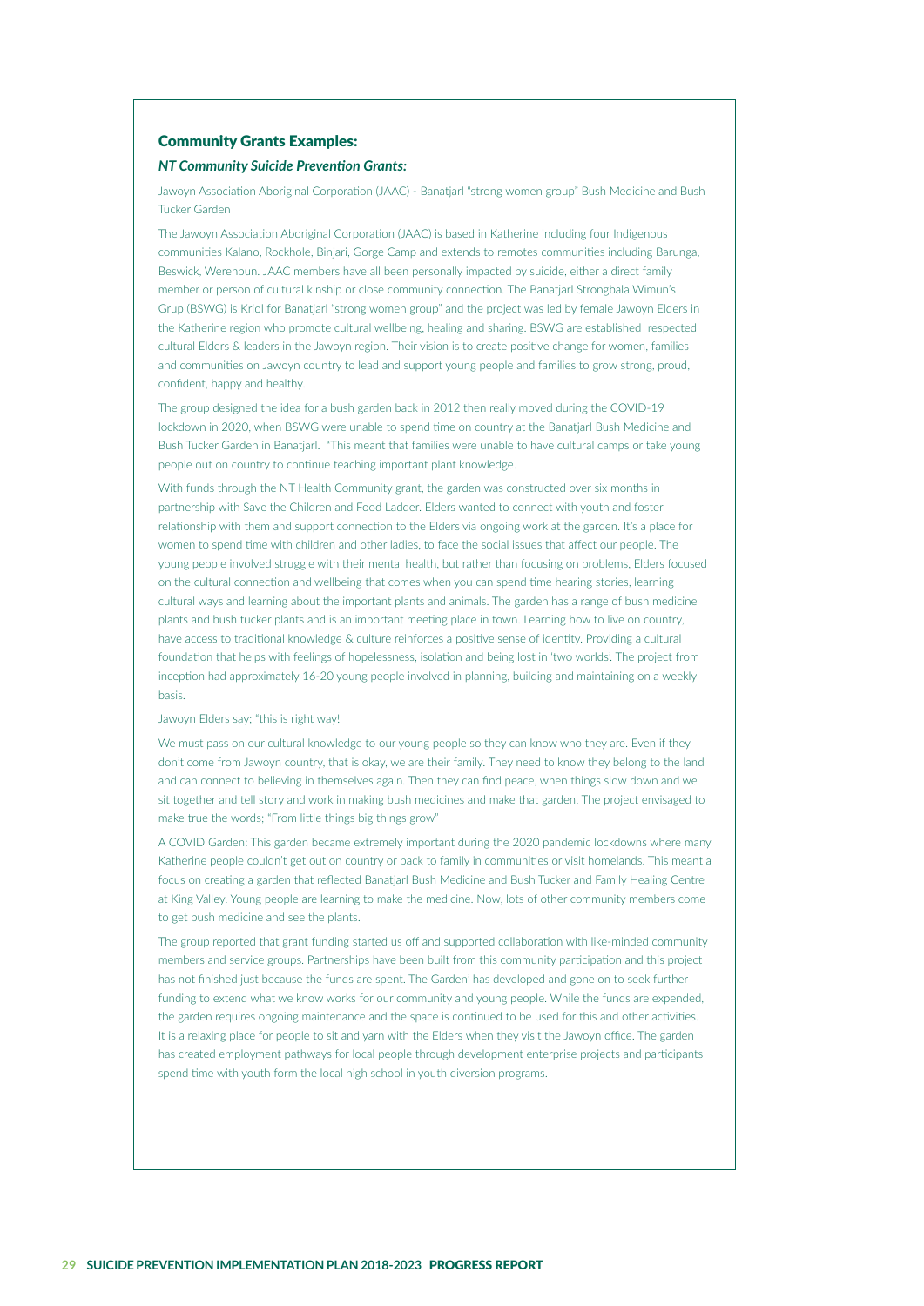## Community Grants Examples:

### *NT Community Suicide Prevention Grants:*

Jawoyn Association Aboriginal Corporation (JAAC) - Banatjarl "strong women group" Bush Medicine and Bush Tucker Garden

The Jawoyn Association Aboriginal Corporation (JAAC) is based in Katherine including four Indigenous communities Kalano, Rockhole, Binjari, Gorge Camp and extends to remotes communities including Barunga, Beswick, Werenbun. JAAC members have all been personally impacted by suicide, either a direct family member or person of cultural kinship or close community connection. The Banatjarl Strongbala Wimun's Grup (BSWG) is Kriol for Banatjarl "strong women group" and the project was led by female Jawoyn Elders in the Katherine region who promote cultural wellbeing, healing and sharing. BSWG are established respected cultural Elders & leaders in the Jawoyn region. Their vision is to create positive change for women, families and communities on Jawoyn country to lead and support young people and families to grow strong, proud, confident, happy and healthy.

The group designed the idea for a bush garden back in 2012 then really moved during the COVID-19 lockdown in 2020, when BSWG were unable to spend time on country at the Banatjarl Bush Medicine and Bush Tucker Garden in Banatjarl. "This meant that families were unable to have cultural camps or take young people out on country to continue teaching important plant knowledge.

With funds through the NT Health Community grant, the garden was constructed over six months in partnership with Save the Children and Food Ladder. Elders wanted to connect with youth and foster relationship with them and support connection to the Elders via ongoing work at the garden. It's a place for women to spend time with children and other ladies, to face the social issues that affect our people. The young people involved struggle with their mental health, but rather than focusing on problems, Elders focused on the cultural connection and wellbeing that comes when you can spend time hearing stories, learning cultural ways and learning about the important plants and animals. The garden has a range of bush medicine plants and bush tucker plants and is an important meeting place in town. Learning how to live on country, have access to traditional knowledge & culture reinforces a positive sense of identity. Providing a cultural foundation that helps with feelings of hopelessness, isolation and being lost in 'two worlds'. The project from inception had approximately 16-20 young people involved in planning, building and maintaining on a weekly basis.

Jawoyn Elders say; "this is right way!

We must pass on our cultural knowledge to our young people so they can know who they are. Even if they don't come from Jawoyn country, that is okay, we are their family. They need to know they belong to the land and can connect to believing in themselves again. Then they can find peace, when things slow down and we sit together and tell story and work in making bush medicines and make that garden. The project envisaged to make true the words; "From little things big things grow"

A COVID Garden: This garden became extremely important during the 2020 pandemic lockdowns where many Katherine people couldn't get out on country or back to family in communities or visit homelands. This meant a focus on creating a garden that reflected Banatjarl Bush Medicine and Bush Tucker and Family Healing Centre at King Valley. Young people are learning to make the medicine. Now, lots of other community members come to get bush medicine and see the plants.

The group reported that grant funding started us off and supported collaboration with like-minded community members and service groups. Partnerships have been built from this community participation and this project has not finished just because the funds are spent. The Garden' has developed and gone on to seek further funding to extend what we know works for our community and young people. While the funds are expended, the garden requires ongoing maintenance and the space is continued to be used for this and other activities. It is a relaxing place for people to sit and yarn with the Elders when they visit the Jawoyn office. The garden has created employment pathways for local people through development enterprise projects and participants spend time with youth form the local high school in youth diversion programs.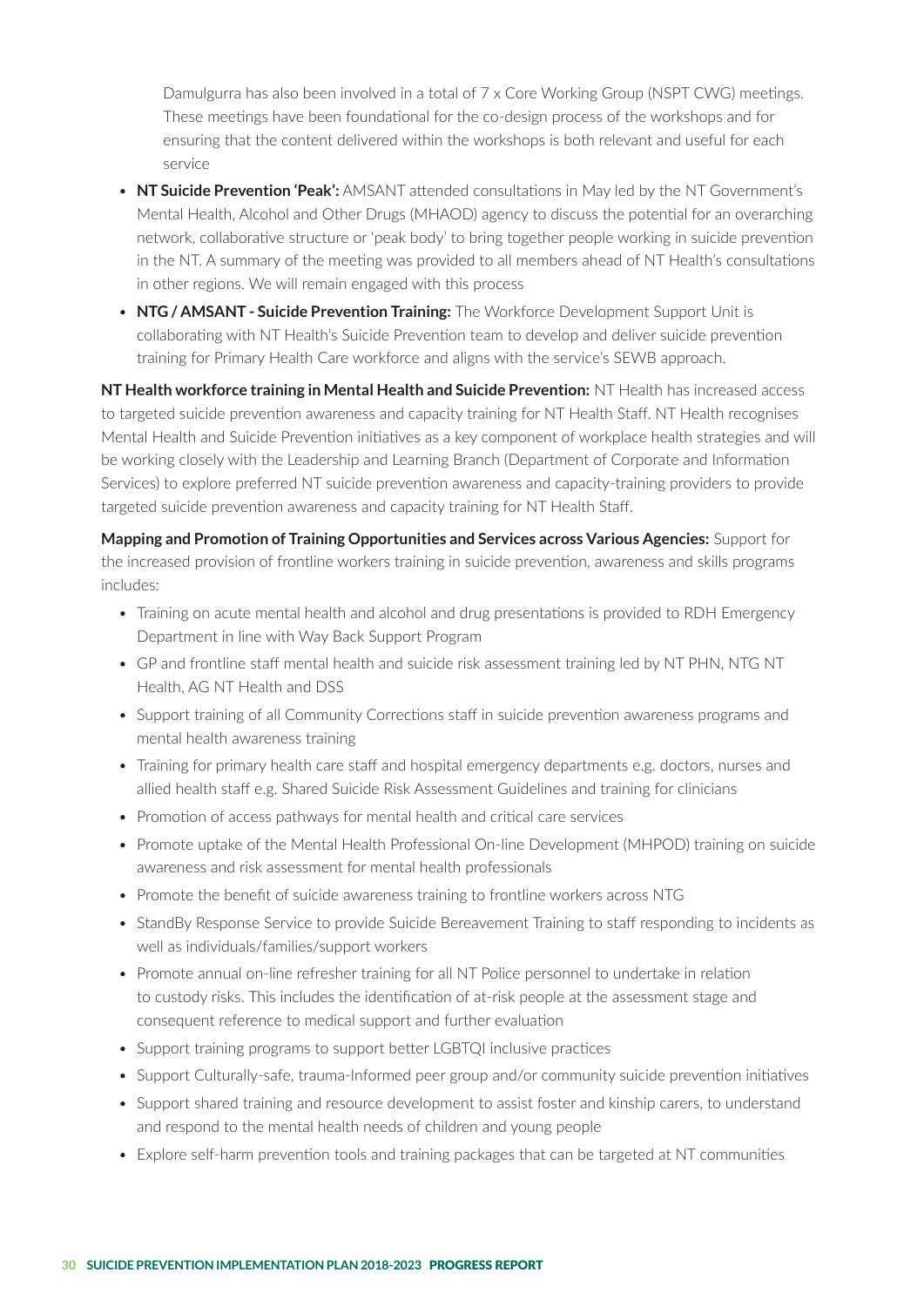Damulgurra has also been involved in a total of 7 x Core Working Group (NSPT CWG) meetings. These meetings have been foundational for the co-design process of the workshops and for ensuring that the content delivered within the workshops is both relevant and useful for each service

- **NT Suicide Prevention 'Peak':** AMSANT attended consultations in May led by the NT Government's Mental Health, Alcohol and Other Drugs (MHAOD) agency to discuss the potential for an overarching network, collaborative structure or 'peak body' to bring together people working in suicide prevention in the NT. A summary of the meeting was provided to all members ahead of NT Health's consultations in other regions. We will remain engaged with this process
- **NTG / AMSANT - Suicide Prevention Training:** The Workforce Development Support Unit is collaborating with NT Health's Suicide Prevention team to develop and deliver suicide prevention training for Primary Health Care workforce and aligns with the service's SEWB approach.

**NT Health workforce training in Mental Health and Suicide Prevention:** NT Health has increased access to targeted suicide prevention awareness and capacity training for NT Health Staff. NT Health recognises Mental Health and Suicide Prevention initiatives as a key component of workplace health strategies and will be working closely with the Leadership and Learning Branch (Department of Corporate and Information Services) to explore preferred NT suicide prevention awareness and capacity-training providers to provide targeted suicide prevention awareness and capacity training for NT Health Staff.

**Mapping and Promotion of Training Opportunities and Services across Various Agencies:** Support for the increased provision of frontline workers training in suicide prevention, awareness and skills programs includes:

- Training on acute mental health and alcohol and drug presentations is provided to RDH Emergency Department in line with Way Back Support Program
- GP and frontline staff mental health and suicide risk assessment training led by NT PHN, NTG NT Health, AG NT Health and DSS
- Support training of all Community Corrections staff in suicide prevention awareness programs and mental health awareness training
- Training for primary health care staff and hospital emergency departments e.g. doctors, nurses and allied health staff e.g. Shared Suicide Risk Assessment Guidelines and training for clinicians
- Promotion of access pathways for mental health and critical care services
- Promote uptake of the Mental Health Professional On-line Development (MHPOD) training on suicide awareness and risk assessment for mental health professionals
- Promote the benefit of suicide awareness training to frontline workers across NTG
- StandBy Response Service to provide Suicide Bereavement Training to staff responding to incidents as well as individuals/families/support workers
- Promote annual on-line refresher training for all NT Police personnel to undertake in relation to custody risks. This includes the identification of at-risk people at the assessment stage and consequent reference to medical support and further evaluation
- Support training programs to support better LGBTQI inclusive practices
- Support Culturally-safe, trauma-Informed peer group and/or community suicide prevention initiatives
- Support shared training and resource development to assist foster and kinship carers, to understand and respond to the mental health needs of children and young people
- Explore self-harm prevention tools and training packages that can be targeted at NT communities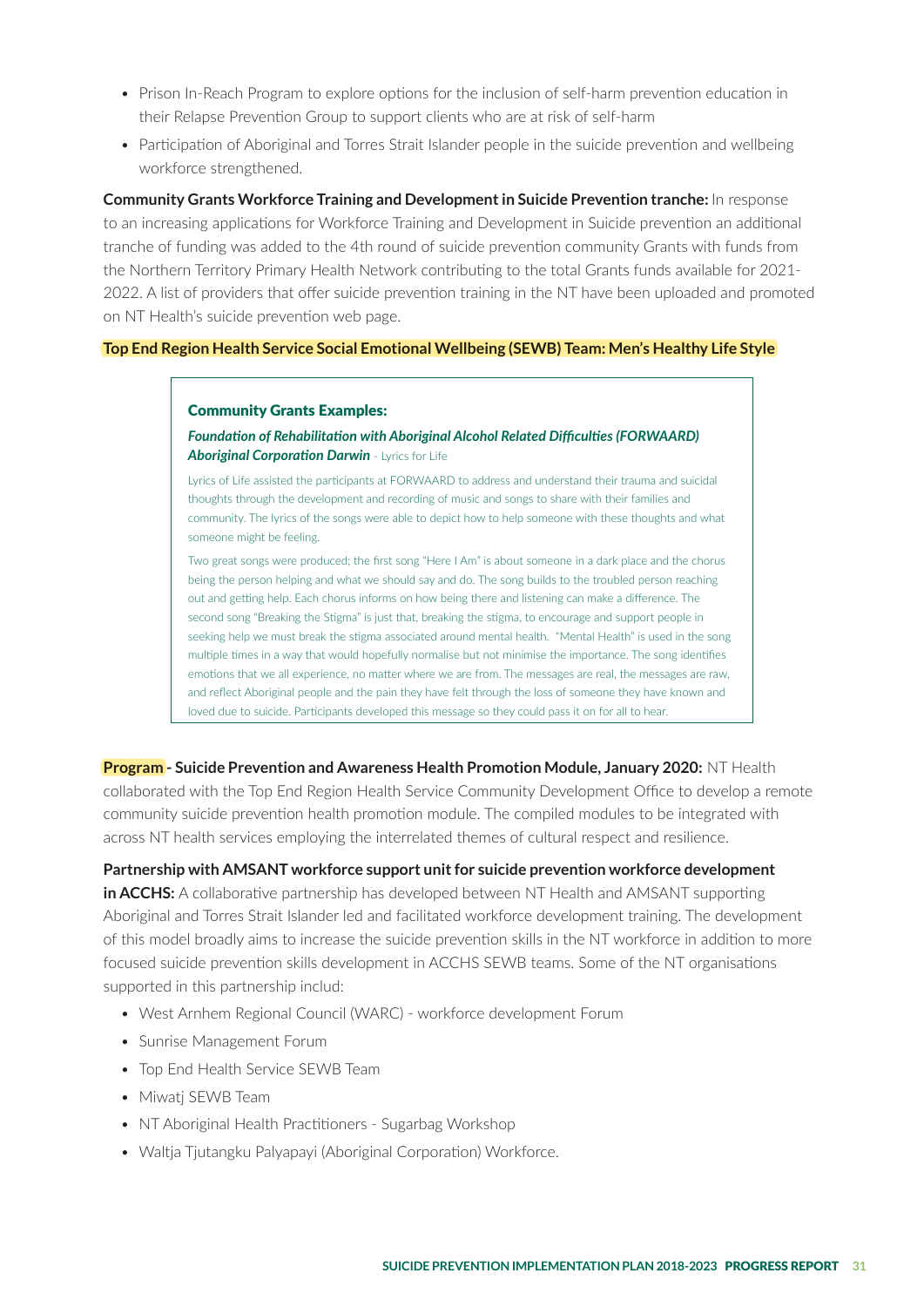- Prison In-Reach Program to explore options for the inclusion of self-harm prevention education in their Relapse Prevention Group to support clients who are at risk of self-harm
- Participation of Aboriginal and Torres Strait Islander people in the suicide prevention and wellbeing workforce strengthened.

**Community Grants Workforce Training and Development in Suicide Prevention tranche:** In response to an increasing applications for Workforce Training and Development in Suicide prevention an additional tranche of funding was added to the 4th round of suicide prevention community Grants with funds from the Northern Territory Primary Health Network contributing to the total Grants funds available for 2021-2022. A list of providers that offer suicide prevention training in the NT have been uploaded and promoted on NT Health's suicide prevention web page.

**Top End Region Health Service Social Emotional Wellbeing (SEWB) Team: Men's Healthy Life Style**

**Community Grants Examples:**

***Foundation of Rehabilitation with Aboriginal Alcohol Related Difficulties (FORWAARD) Aboriginal Corporation Darwin*** - Lyrics for Life

Lyrics of Life assisted the participants at FORWAARD to address and understand their trauma and suicidal thoughts through the development and recording of music and songs to share with their families and community. The lyrics of the songs were able to depict how to help someone with these thoughts and what someone might be feeling.

Two great songs were produced; the first song "Here I Am" is about someone in a dark place and the chorus being the person helping and what we should say and do. The song builds to the troubled person reaching out and getting help. Each chorus informs on how being there and listening can make a difference. The second song "Breaking the Stigma" is just that, breaking the stigma, to encourage and support people in seeking help we must break the stigma associated around mental health. "Mental Health" is used in the song multiple times in a way that would hopefully normalise but not minimise the importance. The song identifies emotions that we all experience, no matter where we are from. The messages are real, the messages are raw, and reflect Aboriginal people and the pain they have felt through the loss of someone they have known and loved due to suicide. Participants developed this message so they could pass it on for all to hear.

**Program - Suicide Prevention and Awareness Health Promotion Module, January 2020:** NT Health collaborated with the Top End Region Health Service Community Development Office to develop a remote community suicide prevention health promotion module. The compiled modules to be integrated with across NT health services employing the interrelated themes of cultural respect and resilience.

**Partnership with AMSANT workforce support unit for suicide prevention workforce development in ACCHS:** A collaborative partnership has developed between NT Health and AMSANT supporting Aboriginal and Torres Strait Islander led and facilitated workforce development training. The development of this model broadly aims to increase the suicide prevention skills in the NT workforce in addition to more focused suicide prevention skills development in ACCHS SEWB teams. Some of the NT organisations supported in this partnership includ:

- West Arnhem Regional Council (WARC) - workforce development Forum
- Sunrise Management Forum
- Top End Health Service SEWB Team
- Miwatj SEWB Team
- NT Aboriginal Health Practitioners - Sugarbag Workshop
- Waltja Tjutangku Palyapayi (Aboriginal Corporation) Workforce.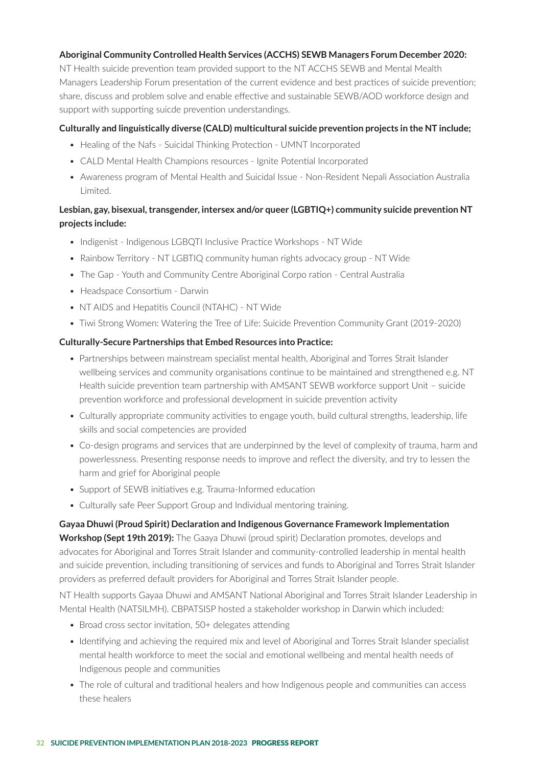**Aboriginal Community Controlled Health Services (ACCHS) SEWB Managers Forum December 2020:** NT Health suicide prevention team provided support to the NT ACCHS SEWB and Mental Mealth Managers Leadership Forum presentation of the current evidence and best practices of suicide prevention; share, discuss and problem solve and enable effective and sustainable SEWB/AOD workforce design and support with supporting suicde prevention understandings.

**Culturally and linguistically diverse (CALD) multicultural suicide prevention projects in the NT include;**

- Healing of the Nafs - Suicidal Thinking Protection - UMNT Incorporated
- CALD Mental Health Champions resources - Ignite Potential Incorporated
- Awareness program of Mental Health and Suicidal Issue - Non-Resident Nepali Association Australia Limited.

**Lesbian, gay, bisexual, transgender, intersex and/or queer (LGBTIQ+) community suicide prevention NT projects include:**

- Indigenist - Indigenous LGBQTI Inclusive Practice Workshops - NT Wide
- Rainbow Territory - NT LGBTIQ community human rights advocacy group - NT Wide
- The Gap - Youth and Community Centre Aboriginal Corpo ration - Central Australia
- Headspace Consortium - Darwin
- NT AIDS and Hepatitis Council (NTAHC) - NT Wide
- Tiwi Strong Women: Watering the Tree of Life: Suicide Prevention Community Grant (2019-2020)

**Culturally-Secure Partnerships that Embed Resources into Practice:**

- Partnerships between mainstream specialist mental health, Aboriginal and Torres Strait Islander wellbeing services and community organisations continue to be maintained and strengthened e.g. NT Health suicide prevention team partnership with AMSANT SEWB workforce support Unit – suicide prevention workforce and professional development in suicide prevention activity
- Culturally appropriate community activities to engage youth, build cultural strengths, leadership, life skills and social competencies are provided
- Co-design programs and services that are underpinned by the level of complexity of trauma, harm and powerlessness. Presenting response needs to improve and reflect the diversity, and try to lessen the harm and grief for Aboriginal people
- Support of SEWB initiatives e.g. Trauma-Informed education
- Culturally safe Peer Support Group and Individual mentoring training.

**Gayaa Dhuwi (Proud Spirit) Declaration and Indigenous Governance Framework Implementation Workshop (Sept 19th 2019):** The Gaaya Dhuwi (proud spirit) Declaration promotes, develops and advocates for Aboriginal and Torres Strait Islander and community-controlled leadership in mental health and suicide prevention, including transitioning of services and funds to Aboriginal and Torres Strait Islander providers as preferred default providers for Aboriginal and Torres Strait Islander people.

NT Health supports Gayaa Dhuwi and AMSANT National Aboriginal and Torres Strait Islander Leadership in Mental Health (NATSILMH). CBPATSISP hosted a stakeholder workshop in Darwin which included:

- Broad cross sector invitation, 50+ delegates attending
- Identifying and achieving the required mix and level of Aboriginal and Torres Strait Islander specialist mental health workforce to meet the social and emotional wellbeing and mental health needs of Indigenous people and communities
- The role of cultural and traditional healers and how Indigenous people and communities can access these healers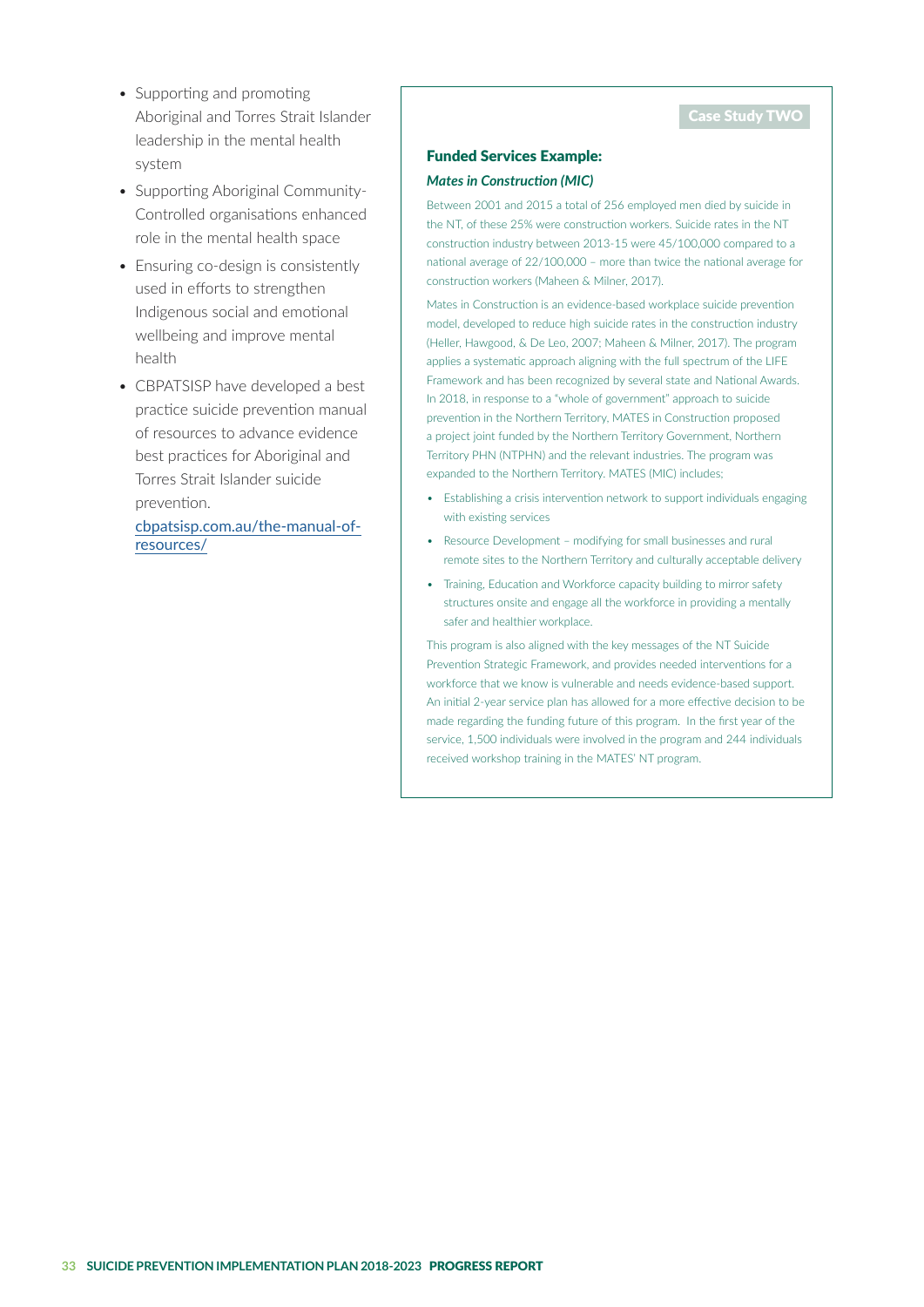- Supporting and promoting Aboriginal and Torres Strait Islander leadership in the mental health system
- Supporting Aboriginal Community-Controlled organisations enhanced role in the mental health space
- Ensuring co-design is consistently used in efforts to strengthen Indigenous social and emotional wellbeing and improve mental health
- CBPATSISP have developed a best practice suicide prevention manual of resources to advance evidence best practices for Aboriginal and Torres Strait Islander suicide prevention.

  cbpatsisp.com.au/the-manual-of-resources/

**Case Study TWO**

### Funded Services Example:

#### *Mates in Construction (MIC)*

Between 2001 and 2015 a total of 256 employed men died by suicide in the NT, of these 25% were construction workers. Suicide rates in the NT construction industry between 2013-15 were 45/100,000 compared to a national average of 22/100,000 – more than twice the national average for construction workers (Maheen & Milner, 2017).

Mates in Construction is an evidence-based workplace suicide prevention model, developed to reduce high suicide rates in the construction industry (Heller, Hawgood, & De Leo, 2007; Maheen & Milner, 2017). The program applies a systematic approach aligning with the full spectrum of the LIFE Framework and has been recognized by several state and National Awards. In 2018, in response to a "whole of government" approach to suicide prevention in the Northern Territory, MATES in Construction proposed a project joint funded by the Northern Territory Government, Northern Territory PHN (NTPHN) and the relevant industries. The program was expanded to the Northern Territory. MATES (MIC) includes;

- Establishing a crisis intervention network to support individuals engaging with existing services
- Resource Development – modifying for small businesses and rural remote sites to the Northern Territory and culturally acceptable delivery
- Training, Education and Workforce capacity building to mirror safety structures onsite and engage all the workforce in providing a mentally safer and healthier workplace.

This program is also aligned with the key messages of the NT Suicide Prevention Strategic Framework, and provides needed interventions for a workforce that we know is vulnerable and needs evidence-based support. An initial 2-year service plan has allowed for a more effective decision to be made regarding the funding future of this program. In the first year of the service, 1,500 individuals were involved in the program and 244 individuals received workshop training in the MATES' NT program.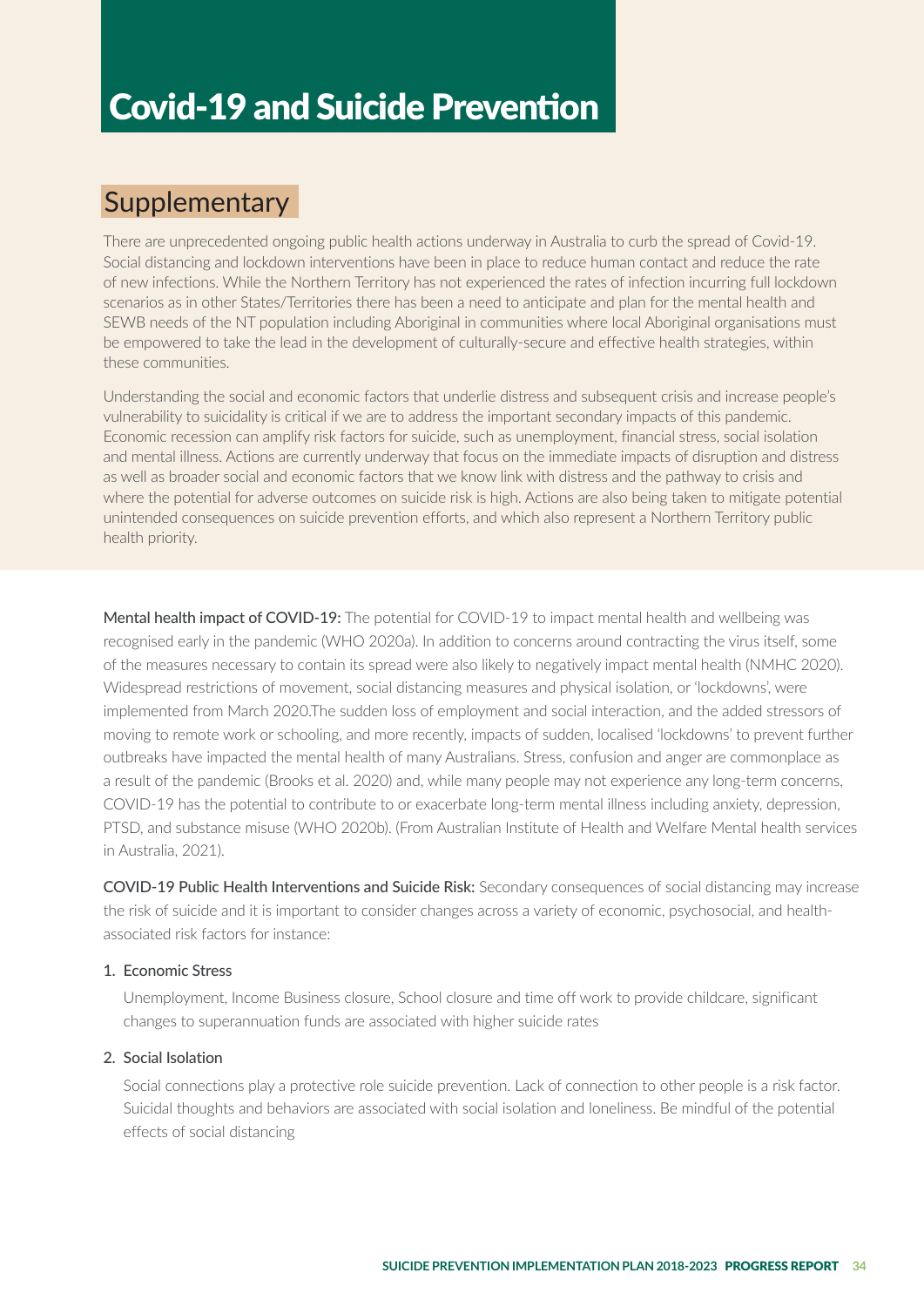# Covid-19 and Suicide Prevention

## Supplementary

There are unprecedented ongoing public health actions underway in Australia to curb the spread of Covid-19. Social distancing and lockdown interventions have been in place to reduce human contact and reduce the rate of new infections. While the Northern Territory has not experienced the rates of infection incurring full lockdown scenarios as in other States/Territories there has been a need to anticipate and plan for the mental health and SEWB needs of the NT population including Aboriginal in communities where local Aboriginal organisations must be empowered to take the lead in the development of culturally-secure and effective health strategies, within these communities.

Understanding the social and economic factors that underlie distress and subsequent crisis and increase people's vulnerability to suicidality is critical if we are to address the important secondary impacts of this pandemic. Economic recession can amplify risk factors for suicide, such as unemployment, financial stress, social isolation and mental illness. Actions are currently underway that focus on the immediate impacts of disruption and distress as well as broader social and economic factors that we know link with distress and the pathway to crisis and where the potential for adverse outcomes on suicide risk is high. Actions are also being taken to mitigate potential unintended consequences on suicide prevention efforts, and which also represent a Northern Territory public health priority.

**Mental health impact of COVID-19:** The potential for COVID-19 to impact mental health and wellbeing was recognised early in the pandemic (WHO 2020a). In addition to concerns around contracting the virus itself, some of the measures necessary to contain its spread were also likely to negatively impact mental health (NMHC 2020). Widespread restrictions of movement, social distancing measures and physical isolation, or 'lockdowns', were implemented from March 2020.The sudden loss of employment and social interaction, and the added stressors of moving to remote work or schooling, and more recently, impacts of sudden, localised 'lockdowns' to prevent further outbreaks have impacted the mental health of many Australians. Stress, confusion and anger are commonplace as a result of the pandemic (Brooks et al. 2020) and, while many people may not experience any long-term concerns, COVID-19 has the potential to contribute to or exacerbate long-term mental illness including anxiety, depression, PTSD, and substance misuse (WHO 2020b). (From Australian Institute of Health and Welfare Mental health services in Australia, 2021).

**COVID-19 Public Health Interventions and Suicide Risk:** Secondary consequences of social distancing may increase the risk of suicide and it is important to consider changes across a variety of economic, psychosocial, and health-associated risk factors for instance:

1. Economic Stress

   Unemployment, Income Business closure, School closure and time off work to provide childcare, significant changes to superannuation funds are associated with higher suicide rates

2. Social Isolation

   Social connections play a protective role suicide prevention. Lack of connection to other people is a risk factor. Suicidal thoughts and behaviors are associated with social isolation and loneliness. Be mindful of the potential effects of social distancing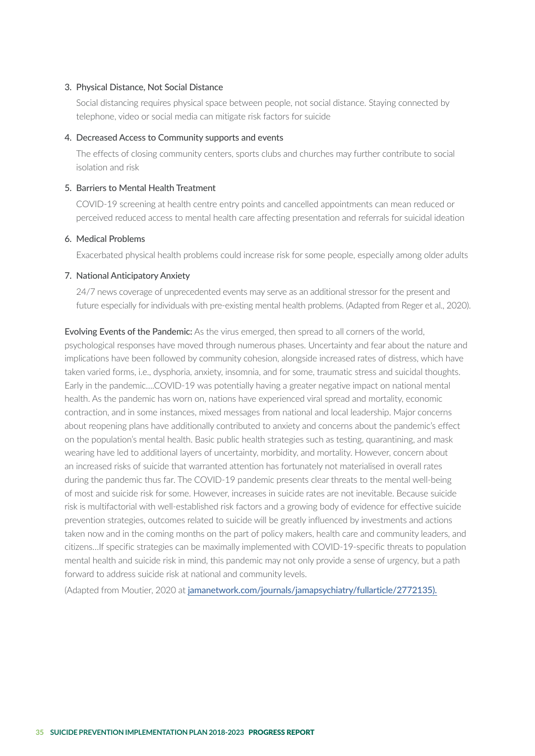3. Physical Distance, Not Social Distance

   Social distancing requires physical space between people, not social distance. Staying connected by telephone, video or social media can mitigate risk factors for suicide

4. Decreased Access to Community supports and events

   The effects of closing community centers, sports clubs and churches may further contribute to social isolation and risk

5. Barriers to Mental Health Treatment

   COVID-19 screening at health centre entry points and cancelled appointments can mean reduced or perceived reduced access to mental health care affecting presentation and referrals for suicidal ideation

6. Medical Problems

   Exacerbated physical health problems could increase risk for some people, especially among older adults

7. National Anticipatory Anxiety

   24/7 news coverage of unprecedented events may serve as an additional stressor for the present and future especially for individuals with pre-existing mental health problems. (Adapted from Reger et al., 2020).

**Evolving Events of the Pandemic:** As the virus emerged, then spread to all corners of the world, psychological responses have moved through numerous phases. Uncertainty and fear about the nature and implications have been followed by community cohesion, alongside increased rates of distress, which have taken varied forms, i.e., dysphoria, anxiety, insomnia, and for some, traumatic stress and suicidal thoughts. Early in the pandemic….COVID-19 was potentially having a greater negative impact on national mental health. As the pandemic has worn on, nations have experienced viral spread and mortality, economic contraction, and in some instances, mixed messages from national and local leadership. Major concerns about reopening plans have additionally contributed to anxiety and concerns about the pandemic's effect on the population's mental health. Basic public health strategies such as testing, quarantining, and mask wearing have led to additional layers of uncertainty, morbidity, and mortality. However, concern about an increased risks of suicide that warranted attention has fortunately not materialised in overall rates during the pandemic thus far. The COVID-19 pandemic presents clear threats to the mental well-being of most and suicide risk for some. However, increases in suicide rates are not inevitable. Because suicide risk is multifactorial with well-established risk factors and a growing body of evidence for effective suicide prevention strategies, outcomes related to suicide will be greatly influenced by investments and actions taken now and in the coming months on the part of policy makers, health care and community leaders, and citizens…If specific strategies can be maximally implemented with COVID-19-specific threats to population mental health and suicide risk in mind, this pandemic may not only provide a sense of urgency, but a path forward to address suicide risk at national and community levels.

(Adapted from Moutier, 2020 at jamanetwork.com/journals/jamapsychiatry/fullarticle/2772135).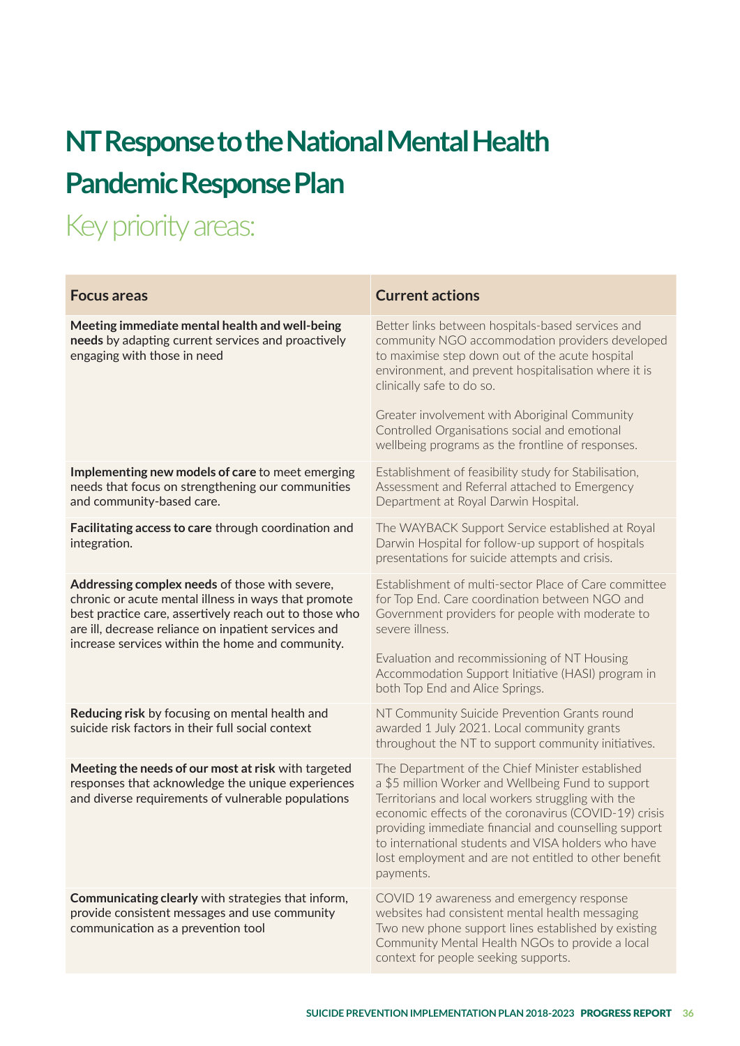# NT Response to the National Mental Health Pandemic Response Plan

## Key priority areas:

| Focus areas | Current actions |
|---|---|
| **Meeting immediate mental health and well-being needs** by adapting current services and proactively engaging with those in need | Better links between hospitals-based services and community NGO accommodation providers developed to maximise step down out of the acute hospital environment, and prevent hospitalisation where it is clinically safe to do so.<br><br>Greater involvement with Aboriginal Community Controlled Organisations social and emotional wellbeing programs as the frontline of responses. |
| **Implementing new models of care** to meet emerging needs that focus on strengthening our communities and community-based care. | Establishment of feasibility study for Stabilisation, Assessment and Referral attached to Emergency Department at Royal Darwin Hospital. |
| **Facilitating access to care** through coordination and integration. | The WAYBACK Support Service established at Royal Darwin Hospital for follow-up support of hospitals presentations for suicide attempts and crisis. |
| **Addressing complex needs** of those with severe, chronic or acute mental illness in ways that promote best practice care, assertively reach out to those who are ill, decrease reliance on inpatient services and increase services within the home and community. | Establishment of multi-sector Place of Care committee for Top End. Care coordination between NGO and Government providers for people with moderate to severe illness.<br><br>Evaluation and recommissioning of NT Housing Accommodation Support Initiative (HASI) program in both Top End and Alice Springs. |
| **Reducing risk** by focusing on mental health and suicide risk factors in their full social context | NT Community Suicide Prevention Grants round awarded 1 July 2021. Local community grants throughout the NT to support community initiatives. |
| **Meeting the needs of our most at risk** with targeted responses that acknowledge the unique experiences and diverse requirements of vulnerable populations | The Department of the Chief Minister established a $5 million Worker and Wellbeing Fund to support Territorians and local workers struggling with the economic effects of the coronavirus (COVID-19) crisis providing immediate financial and counselling support to international students and VISA holders who have lost employment and are not entitled to other benefit payments. |
| **Communicating clearly** with strategies that inform, provide consistent messages and use community communication as a prevention tool | COVID 19 awareness and emergency response websites had consistent mental health messaging Two new phone support lines established by existing Community Mental Health NGOs to provide a local context for people seeking supports. |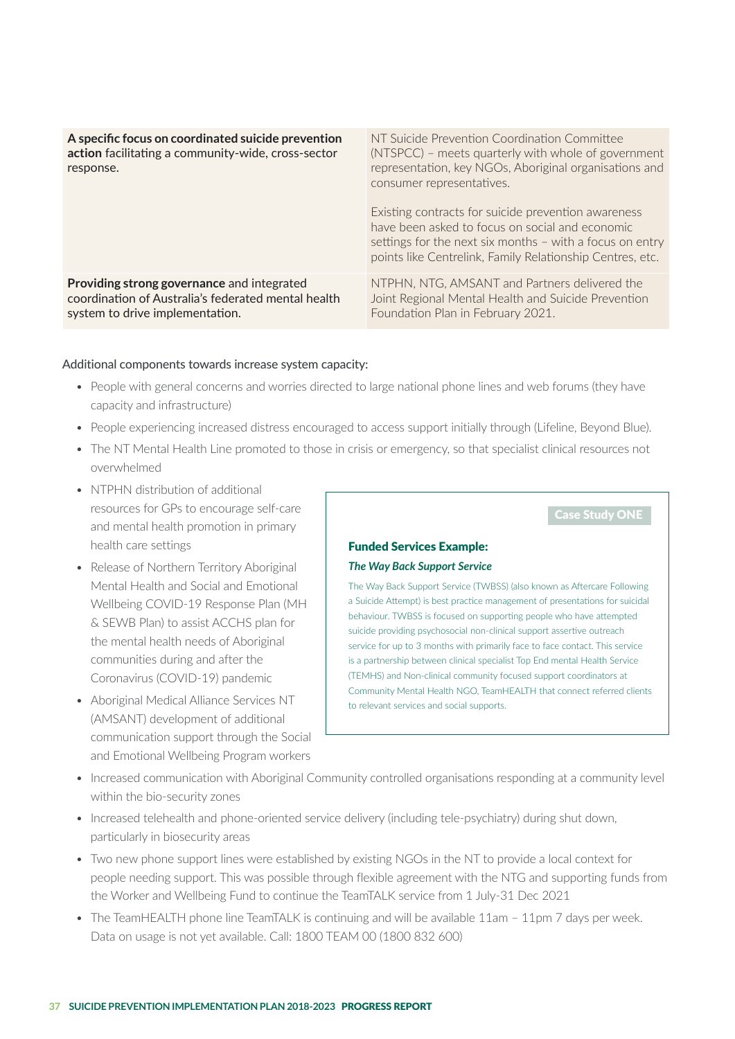| | |
|---|---|
| **A specific focus on coordinated suicide prevention action** facilitating a community-wide, cross-sector response. | NT Suicide Prevention Coordination Committee (NTSPCC) – meets quarterly with whole of government representation, key NGOs, Aboriginal organisations and consumer representatives.<br><br>Existing contracts for suicide prevention awareness have been asked to focus on social and economic settings for the next six months – with a focus on entry points like Centrelink, Family Relationship Centres, etc. |
| **Providing strong governance** and integrated coordination of Australia's federated mental health system to drive implementation. | NTPHN, NTG, AMSANT and Partners delivered the Joint Regional Mental Health and Suicide Prevention Foundation Plan in February 2021. |

Additional components towards increase system capacity:

- People with general concerns and worries directed to large national phone lines and web forums (they have capacity and infrastructure)
- People experiencing increased distress encouraged to access support initially through (Lifeline, Beyond Blue).
- The NT Mental Health Line promoted to those in crisis or emergency, so that specialist clinical resources not overwhelmed
- NTPHN distribution of additional resources for GPs to encourage self-care and mental health promotion in primary health care settings
- Release of Northern Territory Aboriginal Mental Health and Social and Emotional Wellbeing COVID-19 Response Plan (MH & SEWB Plan) to assist ACCHS plan for the mental health needs of Aboriginal communities during and after the Coronavirus (COVID-19) pandemic
- Aboriginal Medical Alliance Services NT (AMSANT) development of additional communication support through the Social and Emotional Wellbeing Program workers
- Increased communication with Aboriginal Community controlled organisations responding at a community level within the bio-security zones
- Increased telehealth and phone-oriented service delivery (including tele-psychiatry) during shut down, particularly in biosecurity areas
- Two new phone support lines were established by existing NGOs in the NT to provide a local context for people needing support. This was possible through flexible agreement with the NTG and supporting funds from the Worker and Wellbeing Fund to continue the TeamTALK service from 1 July-31 Dec 2021
- The TeamHEALTH phone line TeamTALK is continuing and will be available 11am – 11pm 7 days per week. Data on usage is not yet available. Call: 1800 TEAM 00 (1800 832 600)

**Case Study ONE**

### Funded Services Example:

***The Way Back Support Service***

The Way Back Support Service (TWBSS) (also known as Aftercare Following a Suicide Attempt) is best practice management of presentations for suicidal behaviour. TWBSS is focused on supporting people who have attempted suicide providing psychosocial non-clinical support assertive outreach service for up to 3 months with primarily face to face contact. This service is a partnership between clinical specialist Top End mental Health Service (TEMHS) and Non-clinical community focused support coordinators at Community Mental Health NGO, TeamHEALTH that connect referred clients to relevant services and social supports.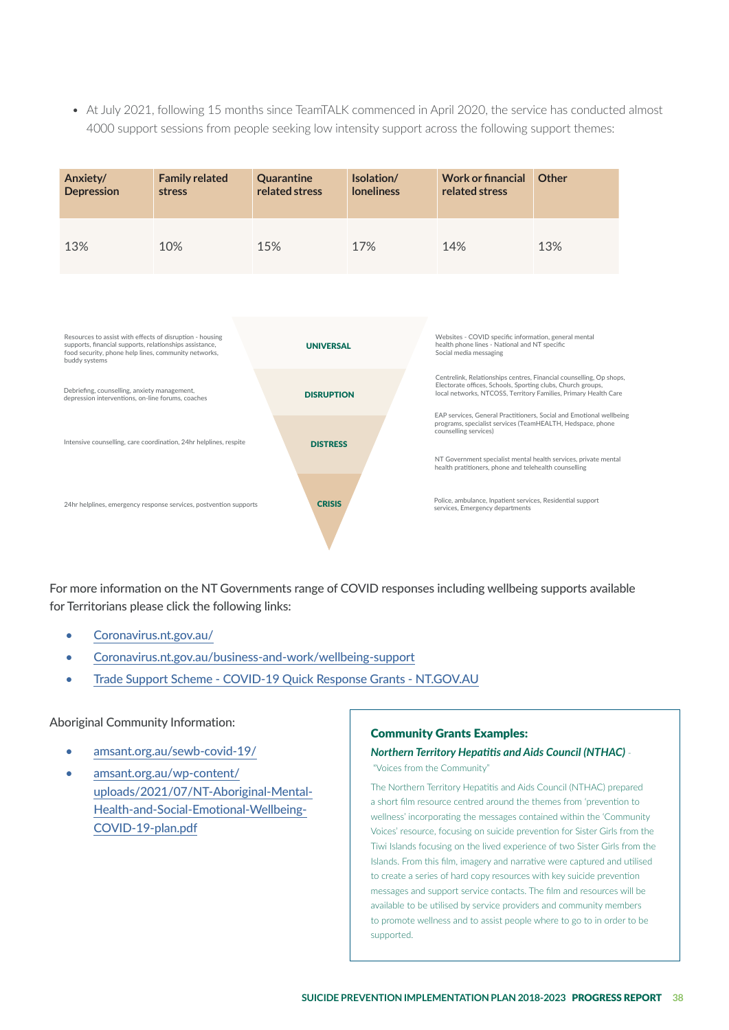- At July 2021, following 15 months since TeamTALK commenced in April 2020, the service has conducted almost 4000 support sessions from people seeking low intensity support across the following support themes:

| Anxiety/ Depression | Family related stress | Quarantine related stress | Isolation/ loneliness | Work or financial related stress | Other |
|---|---|---|---|---|---|
| 13% | 10% | 15% | 17% | 14% | 13% |

| | Level | |
|---|---|---|
| Resources to assist with effects of disruption - housing supports, financial supports, relationships assistance, food security, phone help lines, community networks, buddy systems | **UNIVERSAL** | Websites - COVID specific information, general mental health phone lines - National and NT specific Social media messaging |
| Debriefing, counselling, anxiety management, depression interventions, on-line forums, coaches | **DISRUPTION** | Centrelink, Relationships centres, Financial counselling, Op shops, Electorate offices, Schools, Sporting clubs, Church groups, local networks, NTCOSS, Territory Families, Primary Health Care |
| Intensive counselling, care coordination, 24hr helplines, respite | **DISTRESS** | EAP services, General Practitioners, Social and Emotional wellbeing programs, specialist services (TeamHEALTH, Hedspace, phone counselling services) NT Government specialist mental health services, private mental health pratitioners, phone and telehealth counselling |
| 24hr helplines, emergency response services, postvention supports | **CRISIS** | Police, ambulance, Inpatient services, Residential support services, Emergency departments |

For more information on the NT Governments range of COVID responses including wellbeing supports available for Territorians please click the following links:

- Coronavirus.nt.gov.au/
- Coronavirus.nt.gov.au/business-and-work/wellbeing-support
- Trade Support Scheme - COVID-19 Quick Response Grants - NT.GOV.AU

Aboriginal Community Information:

- amsant.org.au/sewb-covid-19/
- amsant.org.au/wp-content/uploads/2021/07/NT-Aboriginal-Mental-Health-and-Social-Emotional-Wellbeing-COVID-19-plan.pdf

### Community Grants Examples:

***Northern Territory Hepatitis and Aids Council (NTHAC)*** - "Voices from the Community"

The Northern Territory Hepatitis and Aids Council (NTHAC) prepared a short film resource centred around the themes from 'prevention to wellness' incorporating the messages contained within the 'Community Voices' resource, focusing on suicide prevention for Sister Girls from the Tiwi Islands focusing on the lived experience of two Sister Girls from the Islands. From this film, imagery and narrative were captured and utilised to create a series of hard copy resources with key suicide prevention messages and support service contacts. The film and resources will be available to be utilised by service providers and community members to promote wellness and to assist people where to go to in order to be supported.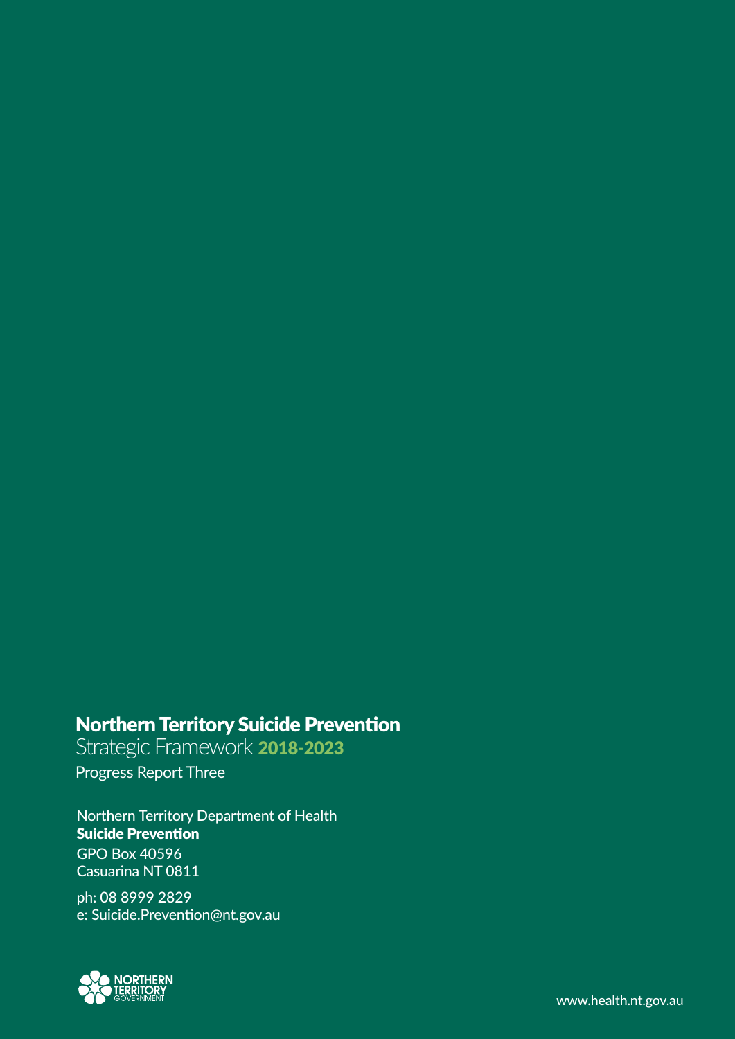# Northern Territory Suicide Prevention

Strategic Framework **2018-2023**

Progress Report Three

---

Northern Territory Department of Health
**Suicide Prevention**
GPO Box 40596
Casuarina NT 0811

ph: 08 8999 2829
e: Suicide.Prevention@nt.gov.au

NORTHERN TERRITORY GOVERNMENT

www.health.nt.gov.au